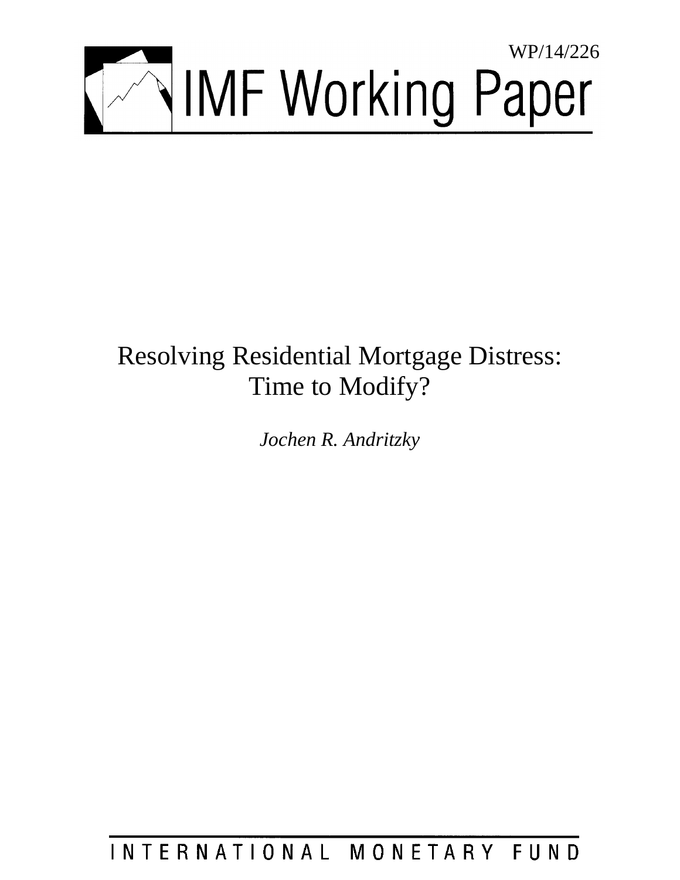WP/14/226

# IMF Working Paper

# Resolving Residential Mortgage Distress: Time to Modify?

*Jochen R. Andritzky*

INTERNATIONAL MONETARY FUND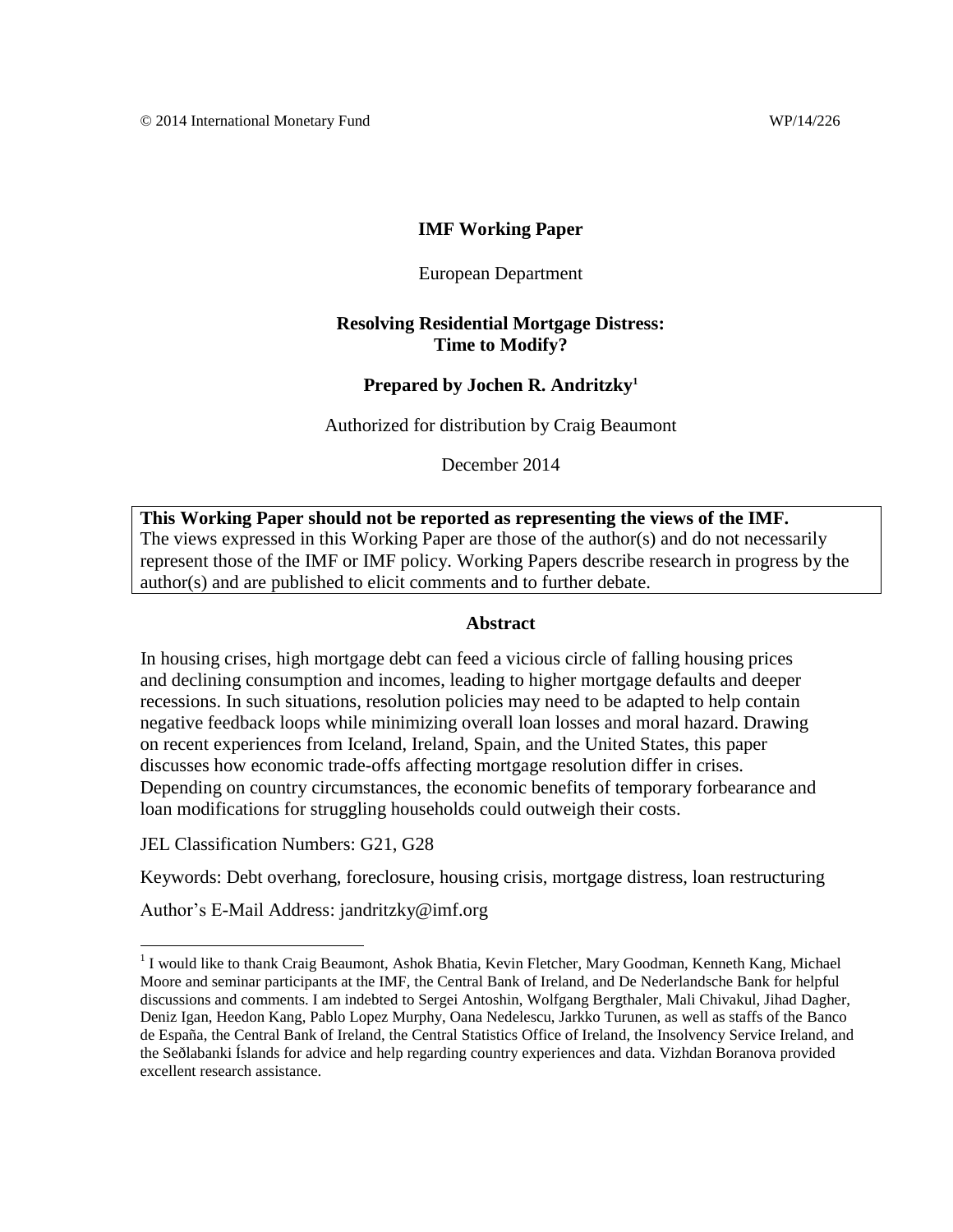© 2014 International Monetary Fund WP/14/226

**IMF Working Paper**

European Department

**Resolving Residential Mortgage Distress: Time to Modify?**

**Prepared by Jochen R. Andritzky[1]**

Authorized for distribution by Craig Beaumont

December 2014

**This Working Paper should not be reported as representing the views of the IMF.**
The views expressed in this Working Paper are those of the author(s) and do not necessarily represent those of the IMF or IMF policy. Working Papers describe research in progress by the author(s) and are published to elicit comments and to further debate.

**Abstract**

In housing crises, high mortgage debt can feed a vicious circle of falling housing prices and declining consumption and incomes, leading to higher mortgage defaults and deeper recessions. In such situations, resolution policies may need to be adapted to help contain negative feedback loops while minimizing overall loan losses and moral hazard. Drawing on recent experiences from Iceland, Ireland, Spain, and the United States, this paper discusses how economic trade-offs affecting mortgage resolution differ in crises. Depending on country circumstances, the economic benefits of temporary forbearance and loan modifications for struggling households could outweigh their costs.

JEL Classification Numbers: G21, G28

Keywords: Debt overhang, foreclosure, housing crisis, mortgage distress, loan restructuring

Author's E-Mail Address: jandritzky@imf.org

[1] I would like to thank Craig Beaumont, Ashok Bhatia, Kevin Fletcher, Mary Goodman, Kenneth Kang, Michael Moore and seminar participants at the IMF, the Central Bank of Ireland, and De Nederlandsche Bank for helpful discussions and comments. I am indebted to Sergei Antoshin, Wolfgang Bergthaler, Mali Chivakul, Jihad Dagher, Deniz Igan, Heedon Kang, Pablo Lopez Murphy, Oana Nedelescu, Jarkko Turunen, as well as staffs of the Banco de España, the Central Bank of Ireland, the Central Statistics Office of Ireland, the Insolvency Service Ireland, and the Seðlabanki Íslands for advice and help regarding country experiences and data. Vizhdan Boranova provided excellent research assistance.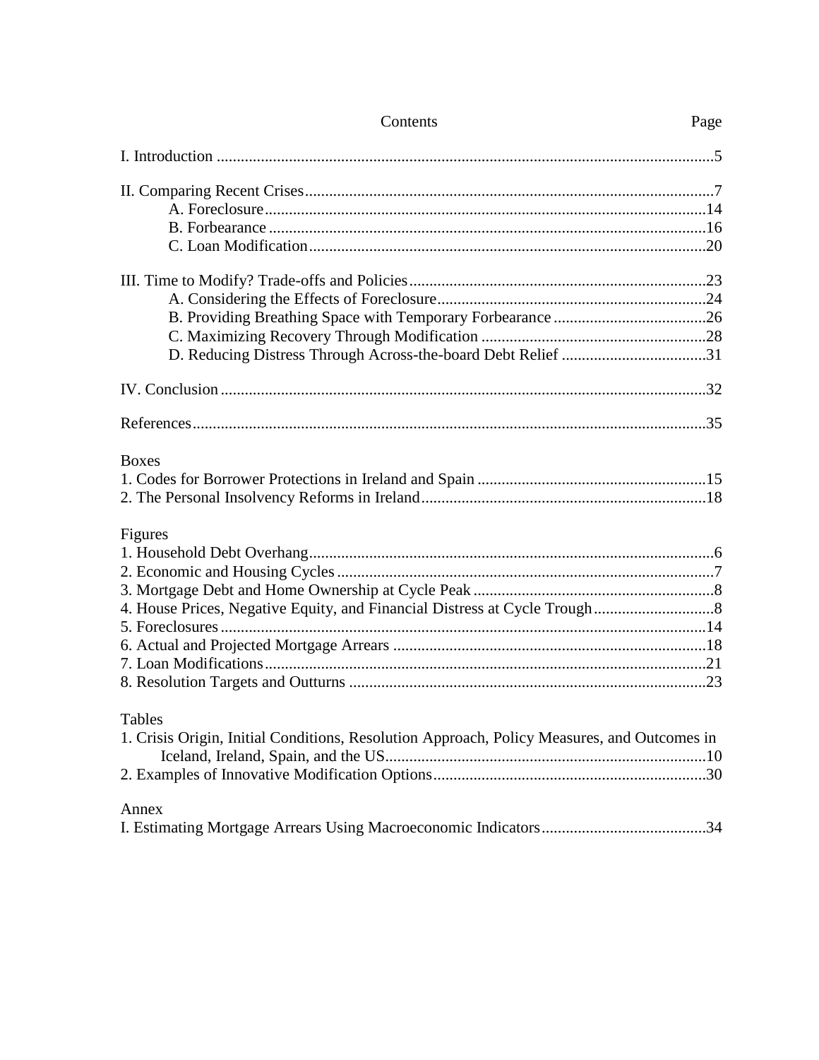## Contents

| | Page |
|---|---|
| I. Introduction | 5 |
| II. Comparing Recent Crises | 7 |
| A. Foreclosure | 14 |
| B. Forbearance | 16 |
| C. Loan Modification | 20 |
| III. Time to Modify? Trade-offs and Policies | 23 |
| A. Considering the Effects of Foreclosure | 24 |
| B. Providing Breathing Space with Temporary Forbearance | 26 |
| C. Maximizing Recovery Through Modification | 28 |
| D. Reducing Distress Through Across-the-board Debt Relief | 31 |
| IV. Conclusion | 32 |
| References | 35 |

**Boxes**

| | |
|---|---|
| 1. Codes for Borrower Protections in Ireland and Spain | 15 |
| 2. The Personal Insolvency Reforms in Ireland | 18 |

**Figures**

| | |
|---|---|
| 1. Household Debt Overhang | 6 |
| 2. Economic and Housing Cycles | 7 |
| 3. Mortgage Debt and Home Ownership at Cycle Peak | 8 |
| 4. House Prices, Negative Equity, and Financial Distress at Cycle Trough | 8 |
| 5. Foreclosures | 14 |
| 6. Actual and Projected Mortgage Arrears | 18 |
| 7. Loan Modifications | 21 |
| 8. Resolution Targets and Outturns | 23 |

**Tables**

| | |
|---|---|
| 1. Crisis Origin, Initial Conditions, Resolution Approach, Policy Measures, and Outcomes in Iceland, Ireland, Spain, and the US | 10 |
| 2. Examples of Innovative Modification Options | 30 |

**Annex**

| | |
|---|---|
| I. Estimating Mortgage Arrears Using Macroeconomic Indicators | 34 |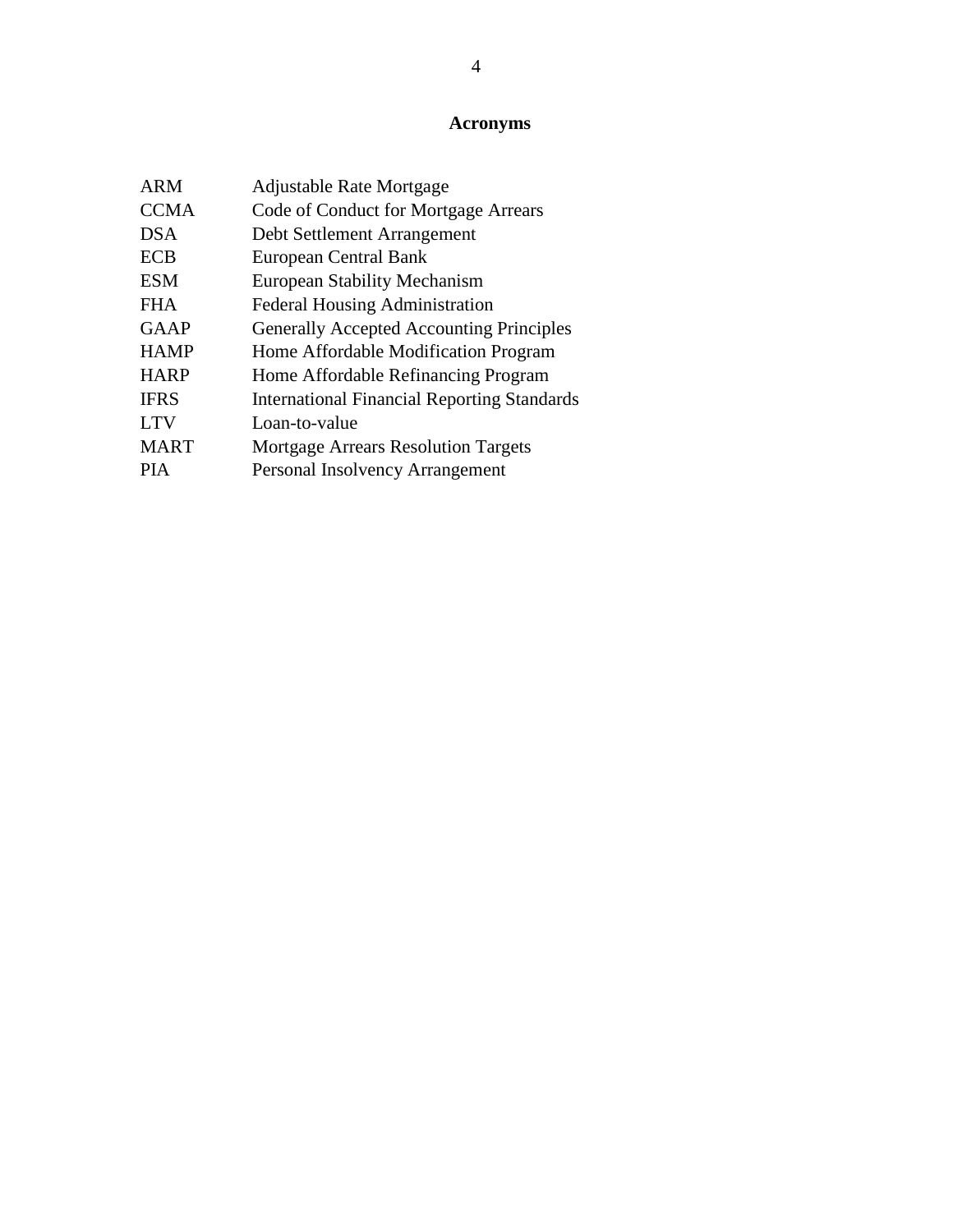# Acronyms

| | |
|---|---|
| ARM | Adjustable Rate Mortgage |
| CCMA | Code of Conduct for Mortgage Arrears |
| DSA | Debt Settlement Arrangement |
| ECB | European Central Bank |
| ESM | European Stability Mechanism |
| FHA | Federal Housing Administration |
| GAAP | Generally Accepted Accounting Principles |
| HAMP | Home Affordable Modification Program |
| HARP | Home Affordable Refinancing Program |
| IFRS | International Financial Reporting Standards |
| LTV | Loan-to-value |
| MART | Mortgage Arrears Resolution Targets |
| PIA | Personal Insolvency Arrangement |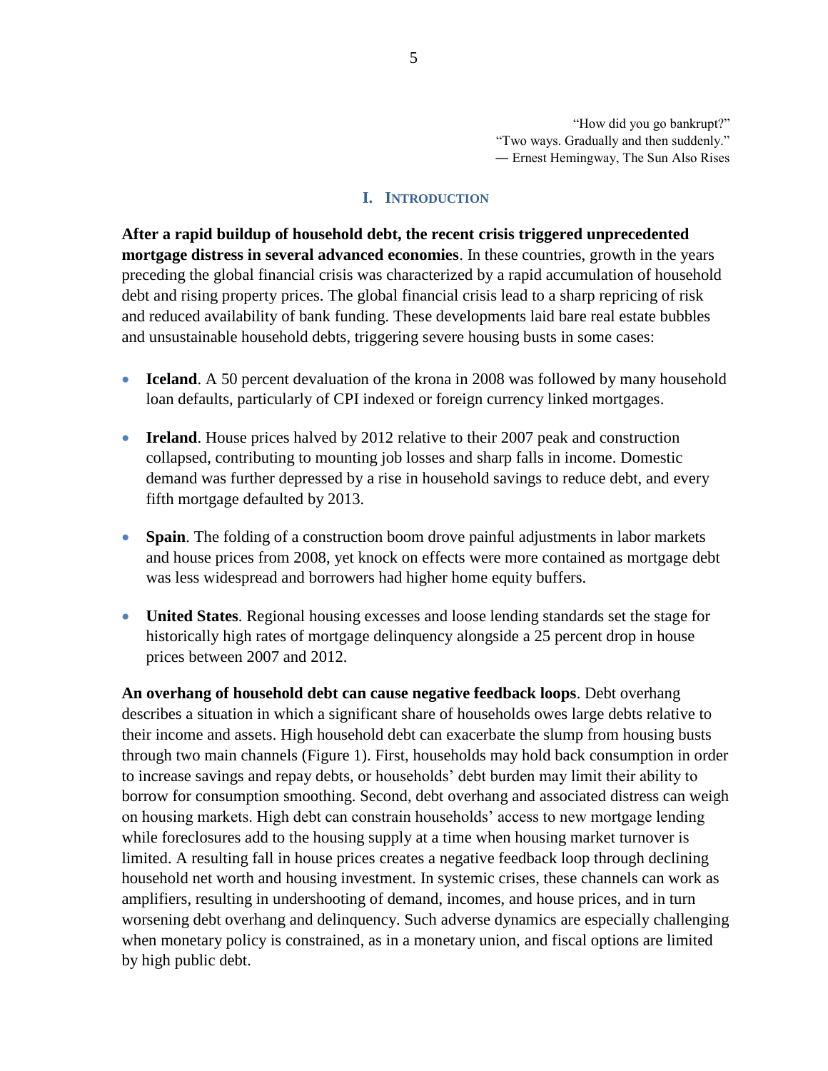"How did you go bankrupt?"
"Two ways. Gradually and then suddenly."
— Ernest Hemingway, The Sun Also Rises

# I. Introduction

**After a rapid buildup of household debt, the recent crisis triggered unprecedented mortgage distress in several advanced economies**. In these countries, growth in the years preceding the global financial crisis was characterized by a rapid accumulation of household debt and rising property prices. The global financial crisis lead to a sharp repricing of risk and reduced availability of bank funding. These developments laid bare real estate bubbles and unsustainable household debts, triggering severe housing busts in some cases:

- **Iceland**. A 50 percent devaluation of the krona in 2008 was followed by many household loan defaults, particularly of CPI indexed or foreign currency linked mortgages.
- **Ireland**. House prices halved by 2012 relative to their 2007 peak and construction collapsed, contributing to mounting job losses and sharp falls in income. Domestic demand was further depressed by a rise in household savings to reduce debt, and every fifth mortgage defaulted by 2013.
- **Spain**. The folding of a construction boom drove painful adjustments in labor markets and house prices from 2008, yet knock on effects were more contained as mortgage debt was less widespread and borrowers had higher home equity buffers.
- **United States**. Regional housing excesses and loose lending standards set the stage for historically high rates of mortgage delinquency alongside a 25 percent drop in house prices between 2007 and 2012.

**An overhang of household debt can cause negative feedback loops**. Debt overhang describes a situation in which a significant share of households owes large debts relative to their income and assets. High household debt can exacerbate the slump from housing busts through two main channels (Figure 1). First, households may hold back consumption in order to increase savings and repay debts, or households' debt burden may limit their ability to borrow for consumption smoothing. Second, debt overhang and associated distress can weigh on housing markets. High debt can constrain households' access to new mortgage lending while foreclosures add to the housing supply at a time when housing market turnover is limited. A resulting fall in house prices creates a negative feedback loop through declining household net worth and housing investment. In systemic crises, these channels can work as amplifiers, resulting in undershooting of demand, incomes, and house prices, and in turn worsening debt overhang and delinquency. Such adverse dynamics are especially challenging when monetary policy is constrained, as in a monetary union, and fiscal options are limited by high public debt.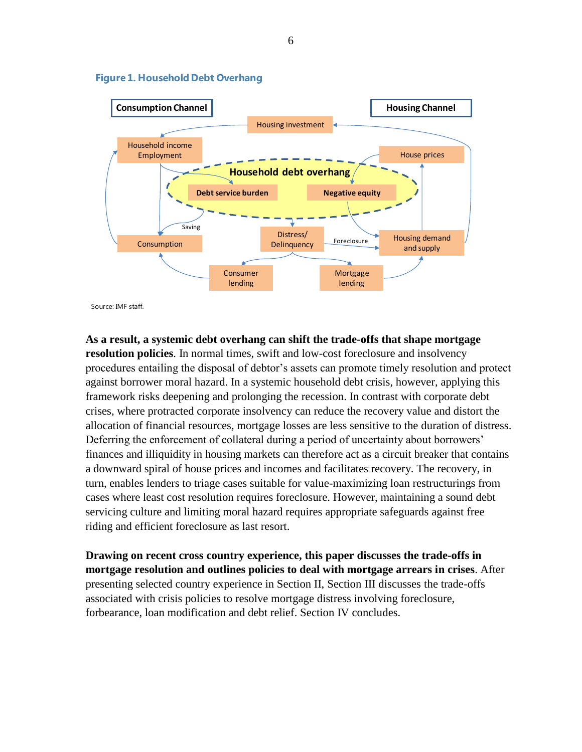**Figure 1. Household Debt Overhang**

Source: IMF staff.

**As a result, a systemic debt overhang can shift the trade-offs that shape mortgage resolution policies**. In normal times, swift and low-cost foreclosure and insolvency procedures entailing the disposal of debtor's assets can promote timely resolution and protect against borrower moral hazard. In a systemic household debt crisis, however, applying this framework risks deepening and prolonging the recession. In contrast with corporate debt crises, where protracted corporate insolvency can reduce the recovery value and distort the allocation of financial resources, mortgage losses are less sensitive to the duration of distress. Deferring the enforcement of collateral during a period of uncertainty about borrowers' finances and illiquidity in housing markets can therefore act as a circuit breaker that contains a downward spiral of house prices and incomes and facilitates recovery. The recovery, in turn, enables lenders to triage cases suitable for value-maximizing loan restructurings from cases where least cost resolution requires foreclosure. However, maintaining a sound debt servicing culture and limiting moral hazard requires appropriate safeguards against free riding and efficient foreclosure as last resort.

**Drawing on recent cross country experience, this paper discusses the trade-offs in mortgage resolution and outlines policies to deal with mortgage arrears in crises**. After presenting selected country experience in Section II, Section III discusses the trade-offs associated with crisis policies to resolve mortgage distress involving foreclosure, forbearance, loan modification and debt relief. Section IV concludes.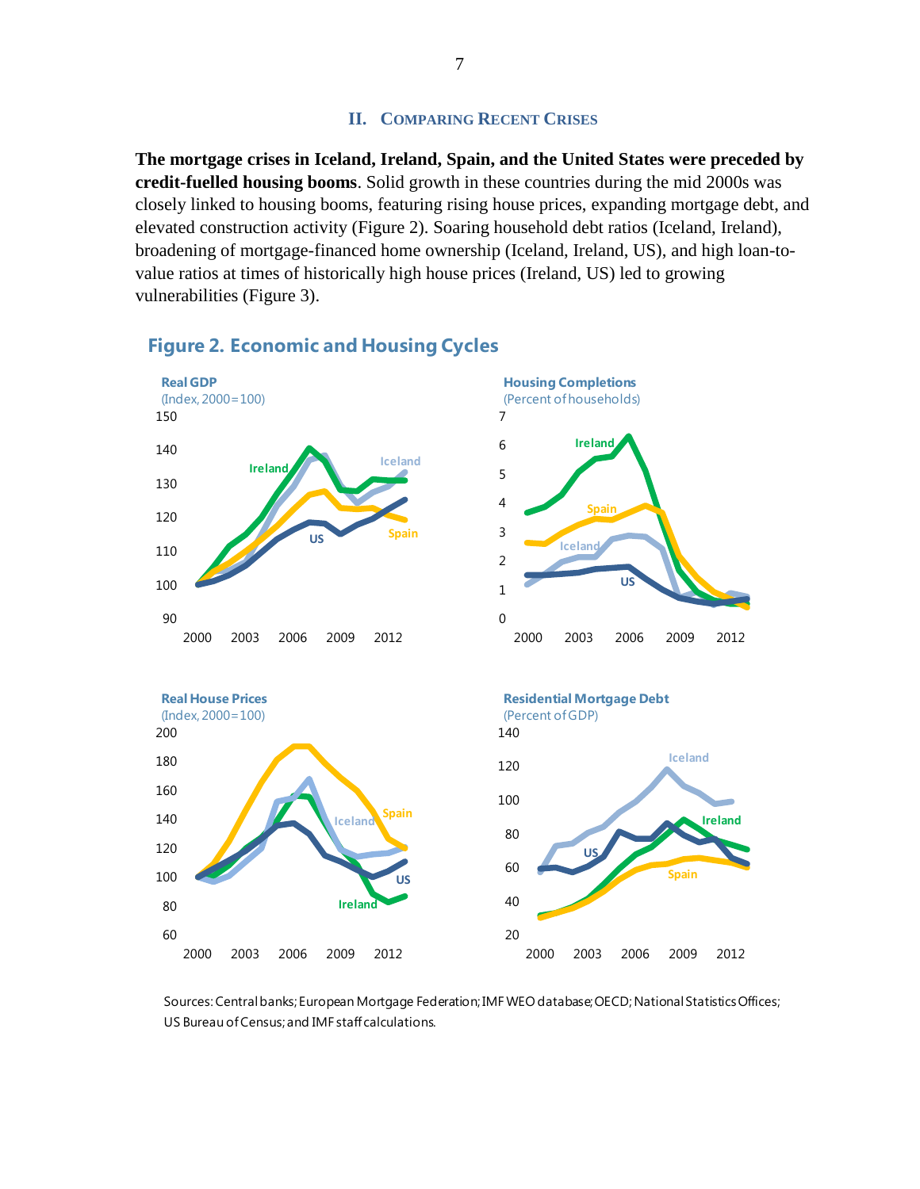## II. Comparing Recent Crises

**The mortgage crises in Iceland, Ireland, Spain, and the United States were preceded by credit-fuelled housing booms**. Solid growth in these countries during the mid 2000s was closely linked to housing booms, featuring rising house prices, expanding mortgage debt, and elevated construction activity (Figure 2). Soaring household debt ratios (Iceland, Ireland), broadening of mortgage-financed home ownership (Iceland, Ireland, US), and high loan-to-value ratios at times of historically high house prices (Ireland, US) led to growing vulnerabilities (Figure 3).

### Figure 2. Economic and Housing Cycles

Sources: Central banks; European Mortgage Federation; IMF WEO database; OECD; National Statistics Offices; US Bureau of Census; and IMF staff calculations.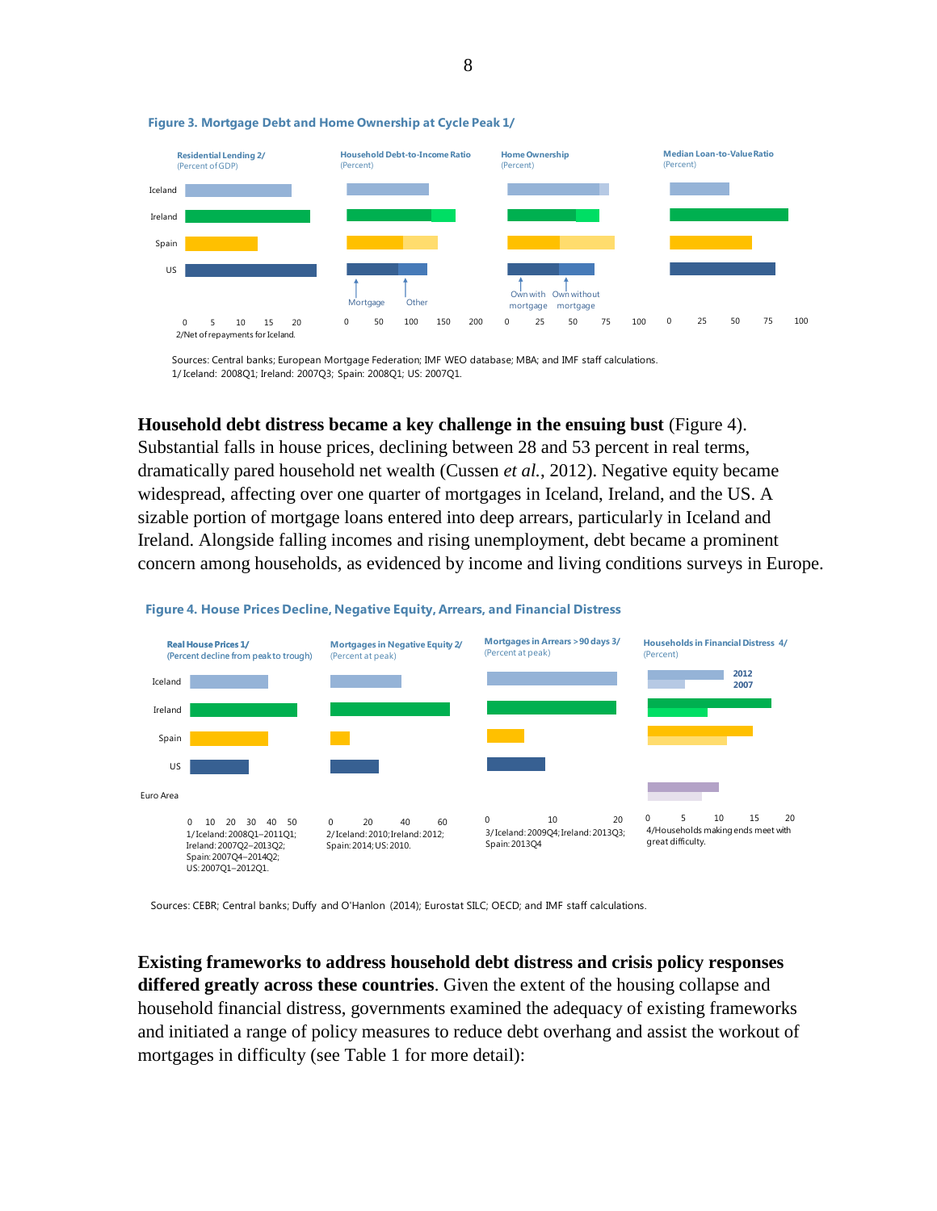**Figure 3. Mortgage Debt and Home Ownership at Cycle Peak 1/**

Sources: Central banks; European Mortgage Federation; IMF WEO database; MBA; and IMF staff calculations.
1/ Iceland: 2008Q1; Ireland: 2007Q3; Spain: 2008Q1; US: 2007Q1.

**Household debt distress became a key challenge in the ensuing bust** (Figure 4). Substantial falls in house prices, declining between 28 and 53 percent in real terms, dramatically pared household net wealth (Cussen *et al.*, 2012). Negative equity became widespread, affecting over one quarter of mortgages in Iceland, Ireland, and the US. A sizable portion of mortgage loans entered into deep arrears, particularly in Iceland and Ireland. Alongside falling incomes and rising unemployment, debt became a prominent concern among households, as evidenced by income and living conditions surveys in Europe.

**Figure 4. House Prices Decline, Negative Equity, Arrears, and Financial Distress**

Sources: CEBR; Central banks; Duffy and O'Hanlon (2014); Eurostat SILC; OECD; and IMF staff calculations.

**Existing frameworks to address household debt distress and crisis policy responses differed greatly across these countries**. Given the extent of the housing collapse and household financial distress, governments examined the adequacy of existing frameworks and initiated a range of policy measures to reduce debt overhang and assist the workout of mortgages in difficulty (see Table 1 for more detail):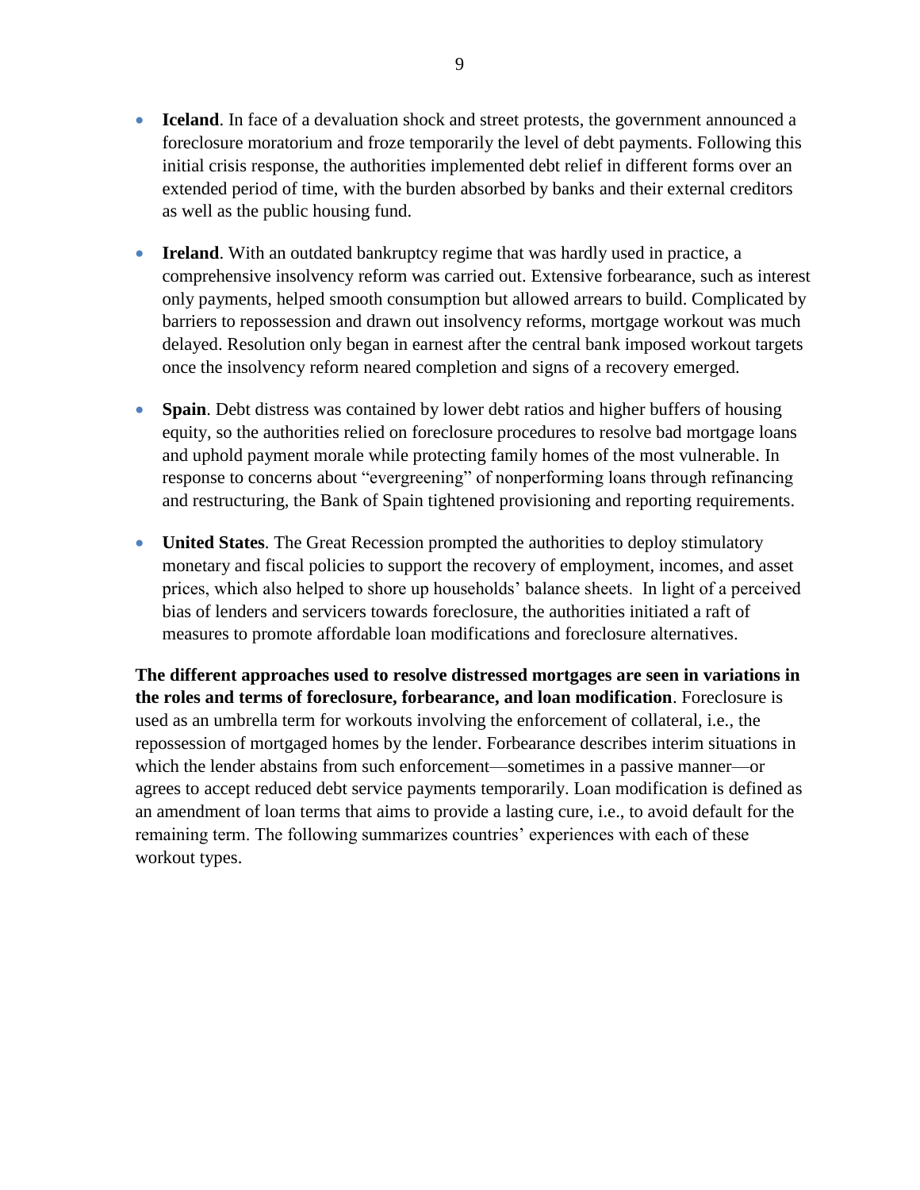- **Iceland**. In face of a devaluation shock and street protests, the government announced a foreclosure moratorium and froze temporarily the level of debt payments. Following this initial crisis response, the authorities implemented debt relief in different forms over an extended period of time, with the burden absorbed by banks and their external creditors as well as the public housing fund.

- **Ireland**. With an outdated bankruptcy regime that was hardly used in practice, a comprehensive insolvency reform was carried out. Extensive forbearance, such as interest only payments, helped smooth consumption but allowed arrears to build. Complicated by barriers to repossession and drawn out insolvency reforms, mortgage workout was much delayed. Resolution only began in earnest after the central bank imposed workout targets once the insolvency reform neared completion and signs of a recovery emerged.

- **Spain**. Debt distress was contained by lower debt ratios and higher buffers of housing equity, so the authorities relied on foreclosure procedures to resolve bad mortgage loans and uphold payment morale while protecting family homes of the most vulnerable. In response to concerns about "evergreening" of nonperforming loans through refinancing and restructuring, the Bank of Spain tightened provisioning and reporting requirements.

- **United States**. The Great Recession prompted the authorities to deploy stimulatory monetary and fiscal policies to support the recovery of employment, incomes, and asset prices, which also helped to shore up households' balance sheets. In light of a perceived bias of lenders and servicers towards foreclosure, the authorities initiated a raft of measures to promote affordable loan modifications and foreclosure alternatives.

**The different approaches used to resolve distressed mortgages are seen in variations in the roles and terms of foreclosure, forbearance, and loan modification**. Foreclosure is used as an umbrella term for workouts involving the enforcement of collateral, i.e., the repossession of mortgaged homes by the lender. Forbearance describes interim situations in which the lender abstains from such enforcement—sometimes in a passive manner—or agrees to accept reduced debt service payments temporarily. Loan modification is defined as an amendment of loan terms that aims to provide a lasting cure, i.e., to avoid default for the remaining term. The following summarizes countries' experiences with each of these workout types.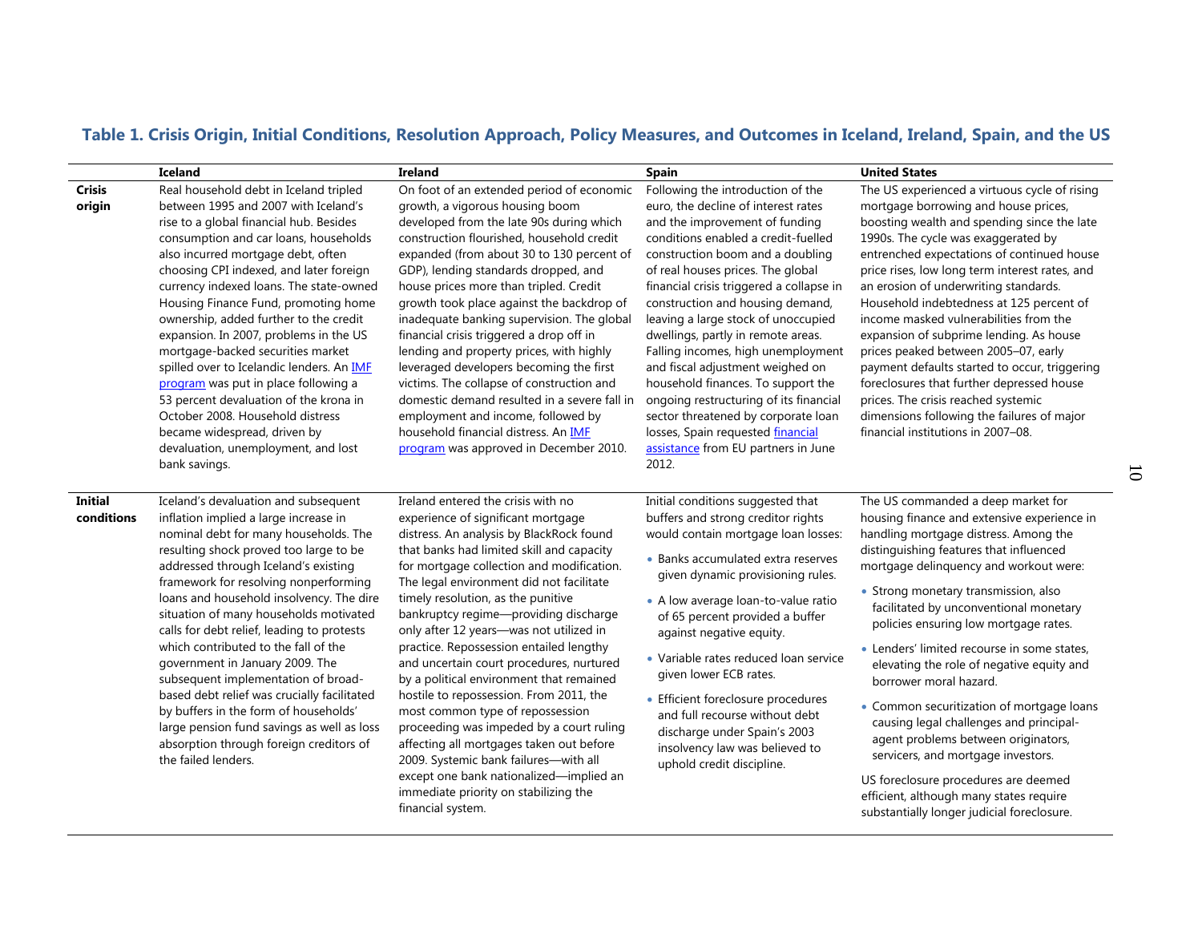**Table 1. Crisis Origin, Initial Conditions, Resolution Approach, Policy Measures, and Outcomes in Iceland, Ireland, Spain, and the US**

| | Iceland | Ireland | Spain | United States |
|---|---|---|---|---|
| **Crisis origin** | Real household debt in Iceland tripled between 1995 and 2007 with Iceland's rise to a global financial hub. Besides consumption and car loans, households also incurred mortgage debt, often choosing CPI indexed, and later foreign currency indexed loans. The state-owned Housing Finance Fund, promoting home ownership, added further to the credit expansion. In 2007, problems in the US mortgage-backed securities market spilled over to Icelandic lenders. An IMF program was put in place following a 53 percent devaluation of the krona in October 2008. Household distress became widespread, driven by devaluation, unemployment, and lost bank savings. | On foot of an extended period of economic growth, a vigorous housing boom developed from the late 90s during which construction flourished, household credit expanded (from about 30 to 130 percent of GDP), lending standards dropped, and house prices more than tripled. Credit growth took place against the backdrop of inadequate banking supervision. The global financial crisis triggered a drop off in lending and property prices, with highly leveraged developers becoming the first victims. The collapse of construction and domestic demand resulted in a severe fall in employment and income, followed by household financial distress. An IMF program was approved in December 2010. | Following the introduction of the euro, the decline of interest rates and the improvement of funding conditions enabled a credit-fuelled construction boom and a doubling of real houses prices. The global financial crisis triggered a collapse in construction and housing demand, leaving a large stock of unoccupied dwellings, partly in remote areas. Falling incomes, high unemployment and fiscal adjustment weighed on household finances. To support the ongoing restructuring of its financial sector threatened by corporate loan losses, Spain requested financial assistance from EU partners in June 2012. | The US experienced a virtuous cycle of rising mortgage borrowing and house prices, boosting wealth and spending since the late 1990s. The cycle was exaggerated by entrenched expectations of continued house price rises, low long term interest rates, and an erosion of underwriting standards. Household indebtedness at 125 percent of income masked vulnerabilities from the expansion of subprime lending. As house prices peaked between 2005–07, early payment defaults started to occur, triggering foreclosures that further depressed house prices. The crisis reached systemic dimensions following the failures of major financial institutions in 2007–08. |
| **Initial conditions** | Iceland's devaluation and subsequent inflation implied a large increase in nominal debt for many households. The resulting shock proved too large to be addressed through Iceland's existing framework for resolving nonperforming loans and household insolvency. The dire situation of many households motivated calls for debt relief, leading to protests which contributed to the fall of the government in January 2009. The subsequent implementation of broad-based debt relief was crucially facilitated by buffers in the form of households' large pension fund savings as well as loss absorption through foreign creditors of the failed lenders. | Ireland entered the crisis with no experience of significant mortgage distress. An analysis by BlackRock found that banks had limited skill and capacity for mortgage collection and modification. The legal environment did not facilitate timely resolution, as the punitive bankruptcy regime—providing discharge only after 12 years—was not utilized in practice. Repossession entailed lengthy and uncertain court procedures, nurtured by a political environment that remained hostile to repossession. From 2011, the most common type of repossession proceeding was impeded by a court ruling affecting all mortgages taken out before 2009. Systemic bank failures—with all except one bank nationalized—implied an immediate priority on stabilizing the financial system. | Initial conditions suggested that buffers and strong creditor rights would contain mortgage loan losses:<br>• Banks accumulated extra reserves given dynamic provisioning rules.<br>• A low average loan-to-value ratio of 65 percent provided a buffer against negative equity.<br>• Variable rates reduced loan service given lower ECB rates.<br>• Efficient foreclosure procedures and full recourse without debt discharge under Spain's 2003 insolvency law was believed to uphold credit discipline. | The US commanded a deep market for housing finance and extensive experience in handling mortgage distress. Among the distinguishing features that influenced mortgage delinquency and workout were:<br>• Strong monetary transmission, also facilitated by unconventional monetary policies ensuring low mortgage rates.<br>• Lenders' limited recourse in some states, elevating the role of negative equity and borrower moral hazard.<br>• Common securitization of mortgage loans causing legal challenges and principal-agent problems between originators, servicers, and mortgage investors.<br>US foreclosure procedures are deemed efficient, although many states require substantially longer judicial foreclosure. |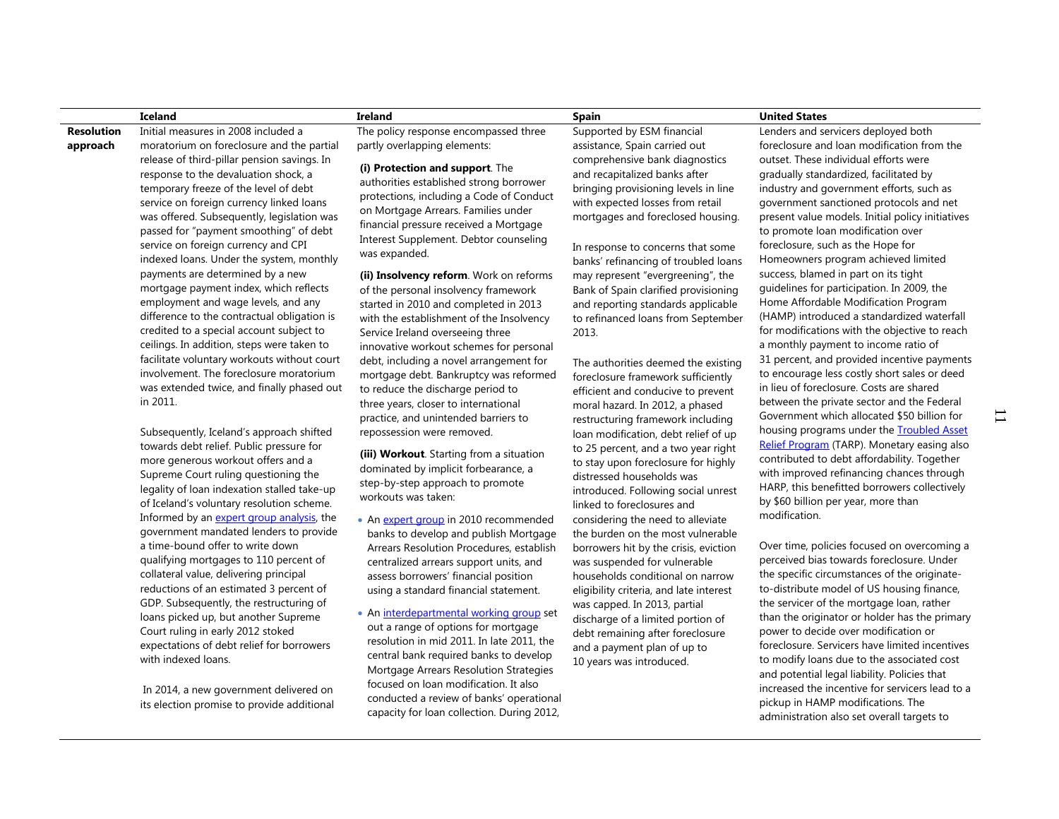| | Iceland | Ireland | Spain | United States |
|---|---|---|---|---|
| **Resolution approach** | Initial measures in 2008 included a moratorium on foreclosure and the partial release of third-pillar pension savings. In response to the devaluation shock, a temporary freeze of the level of debt service on foreign currency linked loans was offered. Subsequently, legislation was passed for "payment smoothing" of debt service on foreign currency and CPI indexed loans. Under the system, monthly payments are determined by a new mortgage payment index, which reflects employment and wage levels, and any difference to the contractual obligation is credited to a special account subject to ceilings. In addition, steps were taken to facilitate voluntary workouts without court involvement. The foreclosure moratorium was extended twice, and finally phased out in 2011.<br><br>Subsequently, Iceland's approach shifted towards debt relief. Public pressure for more generous workout offers and a Supreme Court ruling questioning the legality of loan indexation stalled take-up of Iceland's voluntary resolution scheme. Informed by an expert group analysis, the government mandated lenders to provide a time-bound offer to write down qualifying mortgages to 110 percent of collateral value, delivering principal reductions of an estimated 3 percent of GDP. Subsequently, the restructuring of loans picked up, but another Supreme Court ruling in early 2012 stoked expectations of debt relief for borrowers with indexed loans.<br><br>In 2014, a new government delivered on its election promise to provide additional | The policy response encompassed three partly overlapping elements:<br><br>**(i) Protection and support**. The authorities established strong borrower protections, including a Code of Conduct on Mortgage Arrears. Families under financial pressure received a Mortgage Interest Supplement. Debtor counseling was expanded.<br><br>**(ii) Insolvency reform**. Work on reforms of the personal insolvency framework started in 2010 and completed in 2013 with the establishment of the Insolvency Service Ireland overseeing three innovative workout schemes for personal debt, including a novel arrangement for mortgage debt. Bankruptcy was reformed to reduce the discharge period to three years, closer to international practice, and unintended barriers to repossession were removed.<br><br>**(iii) Workout**. Starting from a situation dominated by implicit forbearance, a step-by-step approach to promote workouts was taken:<br><br>• An expert group in 2010 recommended banks to develop and publish Mortgage Arrears Resolution Procedures, establish centralized arrears support units, and assess borrowers' financial position using a standard financial statement.<br><br>• An interdepartmental working group set out a range of options for mortgage resolution in mid 2011. In late 2011, the central bank required banks to develop Mortgage Arrears Resolution Strategies focused on loan modification. It also conducted a review of banks' operational capacity for loan collection. During 2012, | Supported by ESM financial assistance, Spain carried out comprehensive bank diagnostics and recapitalized banks after bringing provisioning levels in line with expected losses from retail mortgages and foreclosed housing.<br><br>In response to concerns that some banks' refinancing of troubled loans may represent "evergreening", the Bank of Spain clarified provisioning and reporting standards applicable to refinanced loans from September 2013.<br><br>The authorities deemed the existing foreclosure framework sufficiently efficient and conducive to prevent moral hazard. In 2012, a phased restructuring framework including loan modification, debt relief of up to 25 percent, and a two year right to stay upon foreclosure for highly distressed households was introduced. Following social unrest linked to foreclosures and considering the need to alleviate the burden on the most vulnerable borrowers hit by the crisis, eviction was suspended for vulnerable households conditional on narrow eligibility criteria, and late interest was capped. In 2013, partial discharge of a limited portion of debt remaining after foreclosure and a payment plan of up to 10 years was introduced. | Lenders and servicers deployed both foreclosure and loan modification from the outset. These individual efforts were gradually standardized, facilitated by industry and government efforts, such as government sanctioned protocols and net present value models. Initial policy initiatives to promote loan modification over foreclosure, such as the Hope for Homeowners program achieved limited success, blamed in part on its tight guidelines for participation. In 2009, the Home Affordable Modification Program (HAMP) introduced a standardized waterfall for modifications with the objective to reach a monthly payment to income ratio of 31 percent, and provided incentive payments to encourage less costly short sales or deed in lieu of foreclosure. Costs are shared between the private sector and the Federal Government which allocated $50 billion for housing programs under the Troubled Asset Relief Program (TARP). Monetary easing also contributed to debt affordability. Together with improved refinancing chances through HARP, this benefitted borrowers collectively by $60 billion per year, more than modification.<br><br>Over time, policies focused on overcoming a perceived bias towards foreclosure. Under the specific circumstances of the originate-to-distribute model of US housing finance, the servicer of the mortgage loan, rather than the originator or holder has the primary power to decide over modification or foreclosure. Servicers have limited incentives to modify loans due to the associated cost and potential legal liability. Policies that increased the incentive for servicers lead to a pickup in HAMP modifications. The administration also set overall targets to |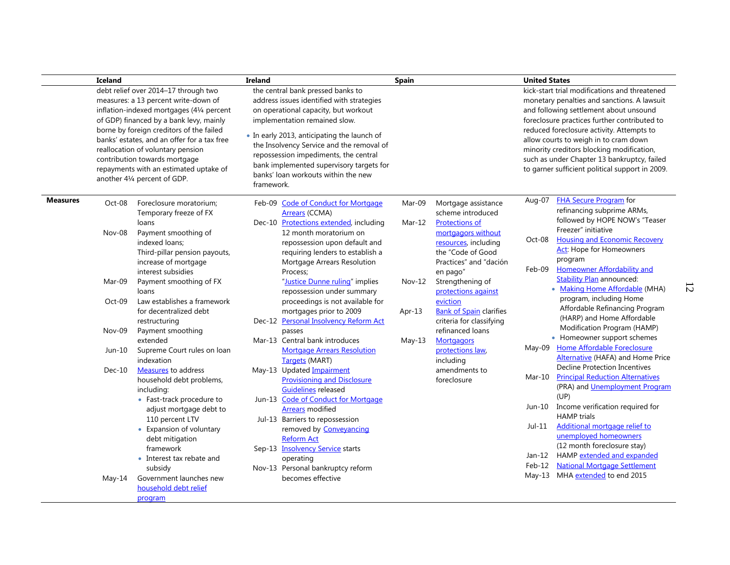| | Iceland | Ireland | Spain | United States |
|---|---|---|---|---|
| | debt relief over 2014–17 through two measures: a 13 percent write-down of inflation-indexed mortgages (4¼ percent of GDP) financed by a bank levy, mainly borne by foreign creditors of the failed banks' estates, and an offer for a tax free reallocation of voluntary pension contribution towards mortgage repayments with an estimated uptake of another 4¼ percent of GDP. | the central bank pressed banks to address issues identified with strategies on operational capacity, but workout implementation remained slow.<br>• In early 2013, anticipating the launch of the Insolvency Service and the removal of repossession impediments, the central bank implemented supervisory targets for banks' loan workouts within the new framework. | | kick-start trial modifications and threatened monetary penalties and sanctions. A lawsuit and following settlement about unsound foreclosure practices further contributed to reduced foreclosure activity. Attempts to allow courts to weigh in to cram down minority creditors blocking modification, such as under Chapter 13 bankruptcy, failed to garner sufficient political support in 2009. |
| **Measures** | Oct-08 Foreclosure moratorium; Temporary freeze of FX loans<br>Nov-08 Payment smoothing of indexed loans; Third-pillar pension payouts, increase of mortgage interest subsidies<br>Mar-09 Payment smoothing of FX loans<br>Oct-09 Law establishes a framework for decentralized debt restructuring<br>Nov-09 Payment smoothing extended<br>Jun-10 Supreme Court rules on loan indexation<br>Dec-10 Measures to address household debt problems, including:<br>• Fast-track procedure to adjust mortgage debt to 110 percent LTV<br>• Expansion of voluntary debt mitigation framework<br>• Interest tax rebate and subsidy<br>May-14 Government launches new household debt relief program | Feb-09 Code of Conduct for Mortgage Arrears (CCMA)<br>Dec-10 Protections extended, including 12 month moratorium on repossession upon default and requiring lenders to establish a Mortgage Arrears Resolution Process; "Justice Dunne ruling" implies repossession under summary proceedings is not available for mortgages prior to 2009<br>Dec-12 Personal Insolvency Reform Act passes<br>Mar-13 Central bank introduces Mortgage Arrears Resolution Targets (MART)<br>May-13 Updated Impairment Provisioning and Disclosure Guidelines released<br>Jun-13 Code of Conduct for Mortgage Arrears modified<br>Jul-13 Barriers to repossession removed by Conveyancing Reform Act<br>Sep-13 Insolvency Service starts operating<br>Nov-13 Personal bankruptcy reform becomes effective | Mar-09 Mortgage assistance scheme introduced<br>Mar-12 Protections of mortgagors without resources, including the "Code of Good Practices" and "dación en pago"<br>Nov-12 Strengthening of protections against eviction<br>Apr-13 Bank of Spain clarifies criteria for classifying refinanced loans<br>May-13 Mortgagors protections law, including amendments to foreclosure | Aug-07 FHA Secure Program for refinancing subprime ARMs, followed by HOPE NOW's "Teaser Freezer" initiative<br>Oct-08 Housing and Economic Recovery Act: Hope for Homeowners program<br>Feb-09 Homeowner Affordability and Stability Plan announced:<br>• Making Home Affordable (MHA) program, including Home Affordable Refinancing Program (HARP) and Home Affordable Modification Program (HAMP)<br>• Homeowner support schemes<br>May-09 Home Affordable Foreclosure Alternative (HAFA) and Home Price Decline Protection Incentives<br>Mar-10 Principal Reduction Alternatives (PRA) and Unemployment Program (UP)<br>Jun-10 Income verification required for HAMP trials<br>Jul-11 Additional mortgage relief to unemployed homeowners (12 month foreclosure stay)<br>Jan-12 HAMP extended and expanded<br>Feb-12 National Mortgage Settlement<br>May-13 MHA extended to end 2015 |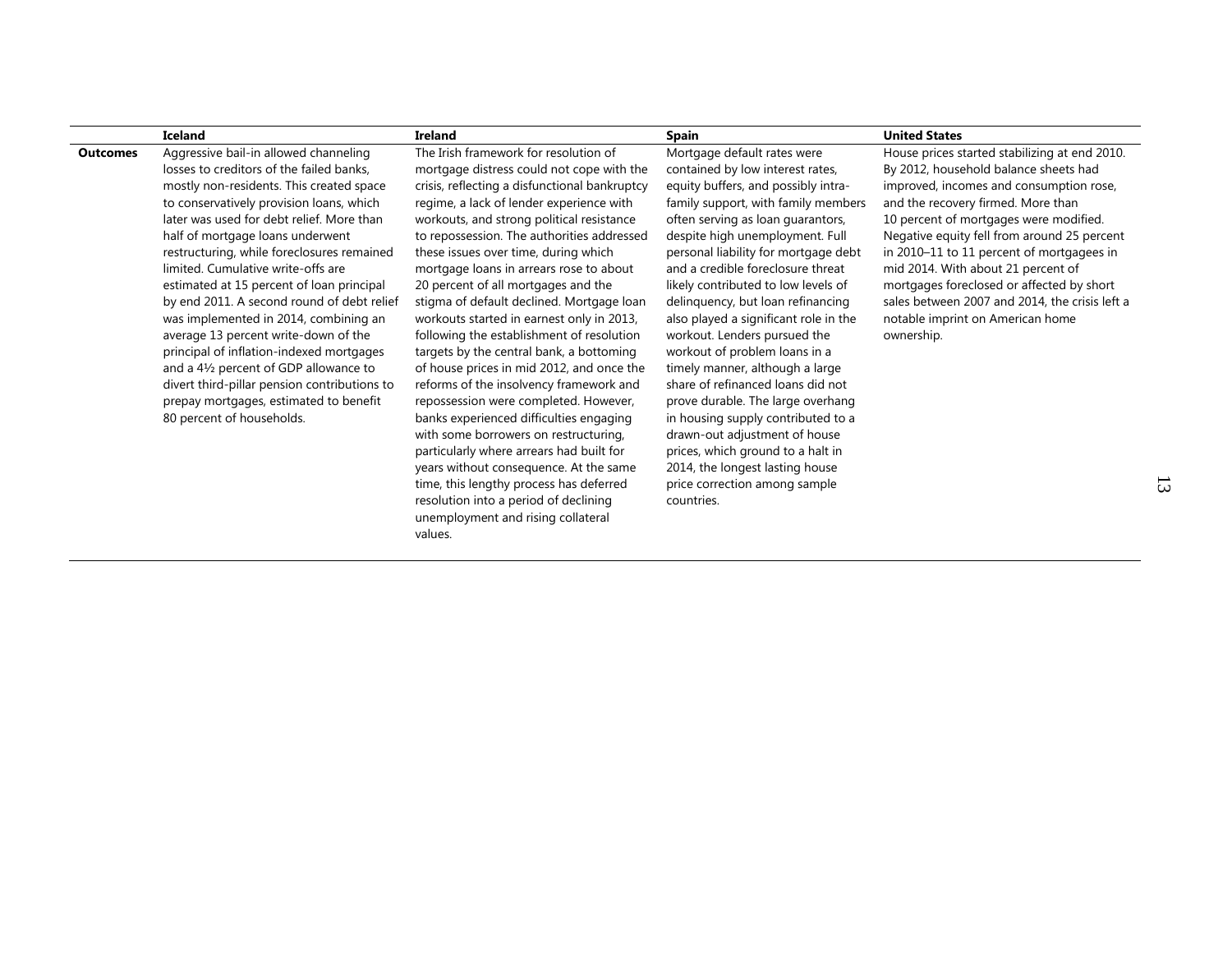| | Iceland | Ireland | Spain | United States |
|---|---|---|---|---|
| **Outcomes** | Aggressive bail-in allowed channeling losses to creditors of the failed banks, mostly non-residents. This created space to conservatively provision loans, which later was used for debt relief. More than half of mortgage loans underwent restructuring, while foreclosures remained limited. Cumulative write-offs are estimated at 15 percent of loan principal by end 2011. A second round of debt relief was implemented in 2014, combining an average 13 percent write-down of the principal of inflation-indexed mortgages and a 4½ percent of GDP allowance to divert third-pillar pension contributions to prepay mortgages, estimated to benefit 80 percent of households. | The Irish framework for resolution of mortgage distress could not cope with the crisis, reflecting a disfunctional bankruptcy regime, a lack of lender experience with workouts, and strong political resistance to repossession. The authorities addressed these issues over time, during which mortgage loans in arrears rose to about 20 percent of all mortgages and the stigma of default declined. Mortgage loan workouts started in earnest only in 2013, following the establishment of resolution targets by the central bank, a bottoming of house prices in mid 2012, and once the reforms of the insolvency framework and repossession were completed. However, banks experienced difficulties engaging with some borrowers on restructuring, particularly where arrears had built for years without consequence. At the same time, this lengthy process has deferred resolution into a period of declining unemployment and rising collateral values. | Mortgage default rates were contained by low interest rates, equity buffers, and possibly intra-family support, with family members often serving as loan guarantors, despite high unemployment. Full personal liability for mortgage debt and a credible foreclosure threat likely contributed to low levels of delinquency, but loan refinancing also played a significant role in the workout. Lenders pursued the workout of problem loans in a timely manner, although a large share of refinanced loans did not prove durable. The large overhang in housing supply contributed to a drawn-out adjustment of house prices, which ground to a halt in 2014, the longest lasting house price correction among sample countries. | House prices started stabilizing at end 2010. By 2012, household balance sheets had improved, incomes and consumption rose, and the recovery firmed. More than 10 percent of mortgages were modified. Negative equity fell from around 25 percent in 2010–11 to 11 percent of mortgagees in mid 2014. With about 21 percent of mortgages foreclosed or affected by short sales between 2007 and 2014, the crisis left a notable imprint on American home ownership. |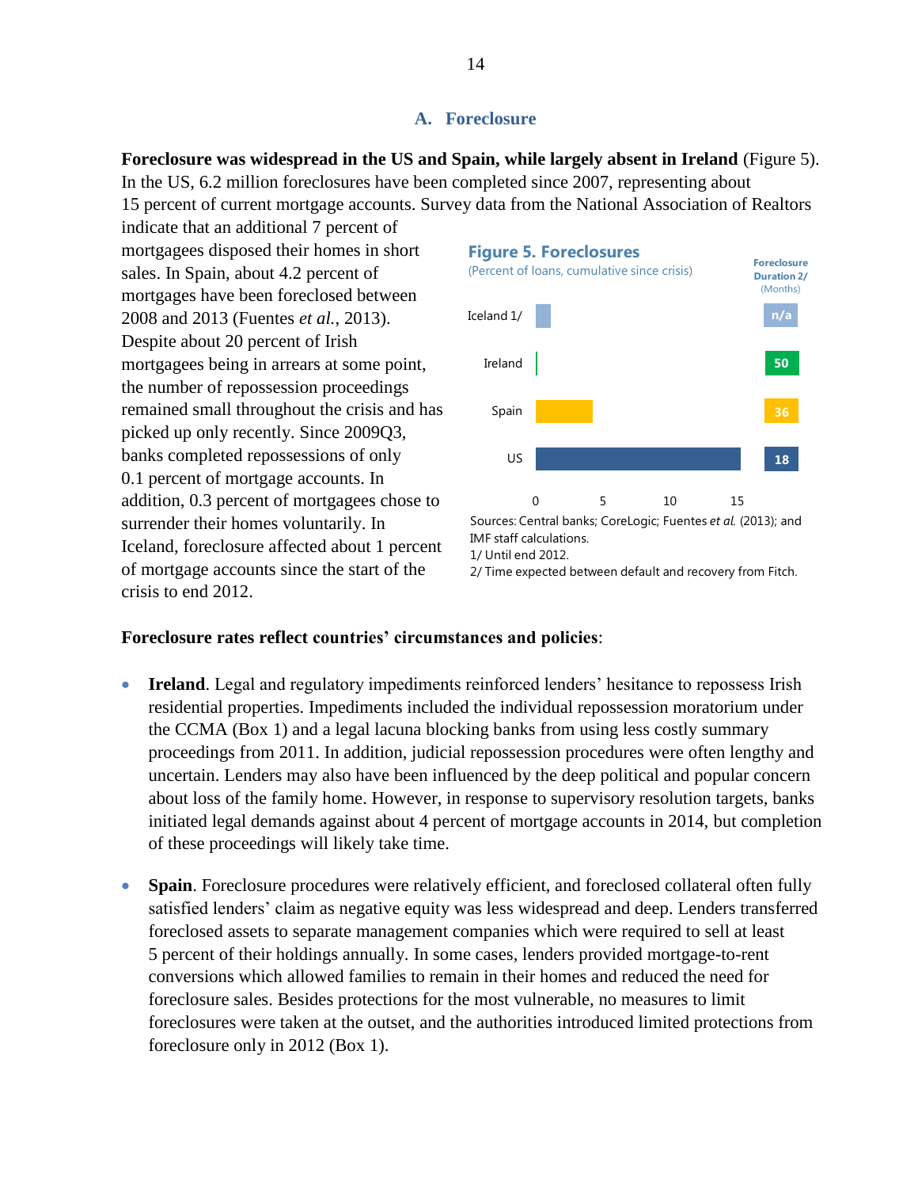## A. Foreclosure

**Foreclosure was widespread in the US and Spain, while largely absent in Ireland** (Figure 5). In the US, 6.2 million foreclosures have been completed since 2007, representing about 15 percent of current mortgage accounts. Survey data from the National Association of Realtors indicate that an additional 7 percent of mortgagees disposed their homes in short sales. In Spain, about 4.2 percent of mortgages have been foreclosed between 2008 and 2013 (Fuentes *et al.*, 2013). Despite about 20 percent of Irish mortgagees being in arrears at some point, the number of repossession proceedings remained small throughout the crisis and has picked up only recently. Since 2009Q3, banks completed repossessions of only 0.1 percent of mortgage accounts. In addition, 0.3 percent of mortgagees chose to surrender their homes voluntarily. In Iceland, foreclosure affected about 1 percent of mortgage accounts since the start of the crisis to end 2012.

**Figure 5. Foreclosures**
(Percent of loans, cumulative since crisis)

| | Foreclosure Duration 2/ (Months) |
|---|---|
| Iceland 1/ | n/a |
| Ireland | 50 |
| Spain | 36 |
| US | 18 |

Sources: Central banks; CoreLogic; Fuentes *et al.* (2013); and IMF staff calculations.
1/ Until end 2012.
2/ Time expected between default and recovery from Fitch.

**Foreclosure rates reflect countries' circumstances and policies**:

- **Ireland**. Legal and regulatory impediments reinforced lenders' hesitance to repossess Irish residential properties. Impediments included the individual repossession moratorium under the CCMA (Box 1) and a legal lacuna blocking banks from using less costly summary proceedings from 2011. In addition, judicial repossession procedures were often lengthy and uncertain. Lenders may also have been influenced by the deep political and popular concern about loss of the family home. However, in response to supervisory resolution targets, banks initiated legal demands against about 4 percent of mortgage accounts in 2014, but completion of these proceedings will likely take time.

- **Spain**. Foreclosure procedures were relatively efficient, and foreclosed collateral often fully satisfied lenders' claim as negative equity was less widespread and deep. Lenders transferred foreclosed assets to separate management companies which were required to sell at least 5 percent of their holdings annually. In some cases, lenders provided mortgage-to-rent conversions which allowed families to remain in their homes and reduced the need for foreclosure sales. Besides protections for the most vulnerable, no measures to limit foreclosures were taken at the outset, and the authorities introduced limited protections from foreclosure only in 2012 (Box 1).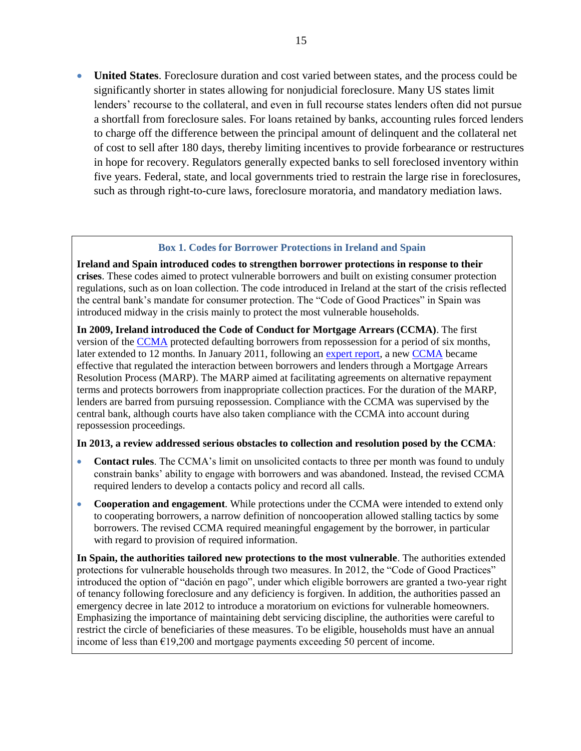- **United States**. Foreclosure duration and cost varied between states, and the process could be significantly shorter in states allowing for nonjudicial foreclosure. Many US states limit lenders' recourse to the collateral, and even in full recourse states lenders often did not pursue a shortfall from foreclosure sales. For loans retained by banks, accounting rules forced lenders to charge off the difference between the principal amount of delinquent and the collateral net of cost to sell after 180 days, thereby limiting incentives to provide forbearance or restructures in hope for recovery. Regulators generally expected banks to sell foreclosed inventory within five years. Federal, state, and local governments tried to restrain the large rise in foreclosures, such as through right-to-cure laws, foreclosure moratoria, and mandatory mediation laws.

### Box 1. Codes for Borrower Protections in Ireland and Spain

**Ireland and Spain introduced codes to strengthen borrower protections in response to their crises**. These codes aimed to protect vulnerable borrowers and built on existing consumer protection regulations, such as on loan collection. The code introduced in Ireland at the start of the crisis reflected the central bank's mandate for consumer protection. The "Code of Good Practices" in Spain was introduced midway in the crisis mainly to protect the most vulnerable households.

**In 2009, Ireland introduced the Code of Conduct for Mortgage Arrears (CCMA)**. The first version of the CCMA protected defaulting borrowers from repossession for a period of six months, later extended to 12 months. In January 2011, following an expert report, a new CCMA became effective that regulated the interaction between borrowers and lenders through a Mortgage Arrears Resolution Process (MARP). The MARP aimed at facilitating agreements on alternative repayment terms and protects borrowers from inappropriate collection practices. For the duration of the MARP, lenders are barred from pursuing repossession. Compliance with the CCMA was supervised by the central bank, although courts have also taken compliance with the CCMA into account during repossession proceedings.

**In 2013, a review addressed serious obstacles to collection and resolution posed by the CCMA**:

- **Contact rules**. The CCMA's limit on unsolicited contacts to three per month was found to unduly constrain banks' ability to engage with borrowers and was abandoned. Instead, the revised CCMA required lenders to develop a contacts policy and record all calls.
- **Cooperation and engagement**. While protections under the CCMA were intended to extend only to cooperating borrowers, a narrow definition of noncooperation allowed stalling tactics by some borrowers. The revised CCMA required meaningful engagement by the borrower, in particular with regard to provision of required information.

**In Spain, the authorities tailored new protections to the most vulnerable**. The authorities extended protections for vulnerable households through two measures. In 2012, the "Code of Good Practices" introduced the option of "dación en pago", under which eligible borrowers are granted a two-year right of tenancy following foreclosure and any deficiency is forgiven. In addition, the authorities passed an emergency decree in late 2012 to introduce a moratorium on evictions for vulnerable homeowners. Emphasizing the importance of maintaining debt servicing discipline, the authorities were careful to restrict the circle of beneficiaries of these measures. To be eligible, households must have an annual income of less than €19,200 and mortgage payments exceeding 50 percent of income.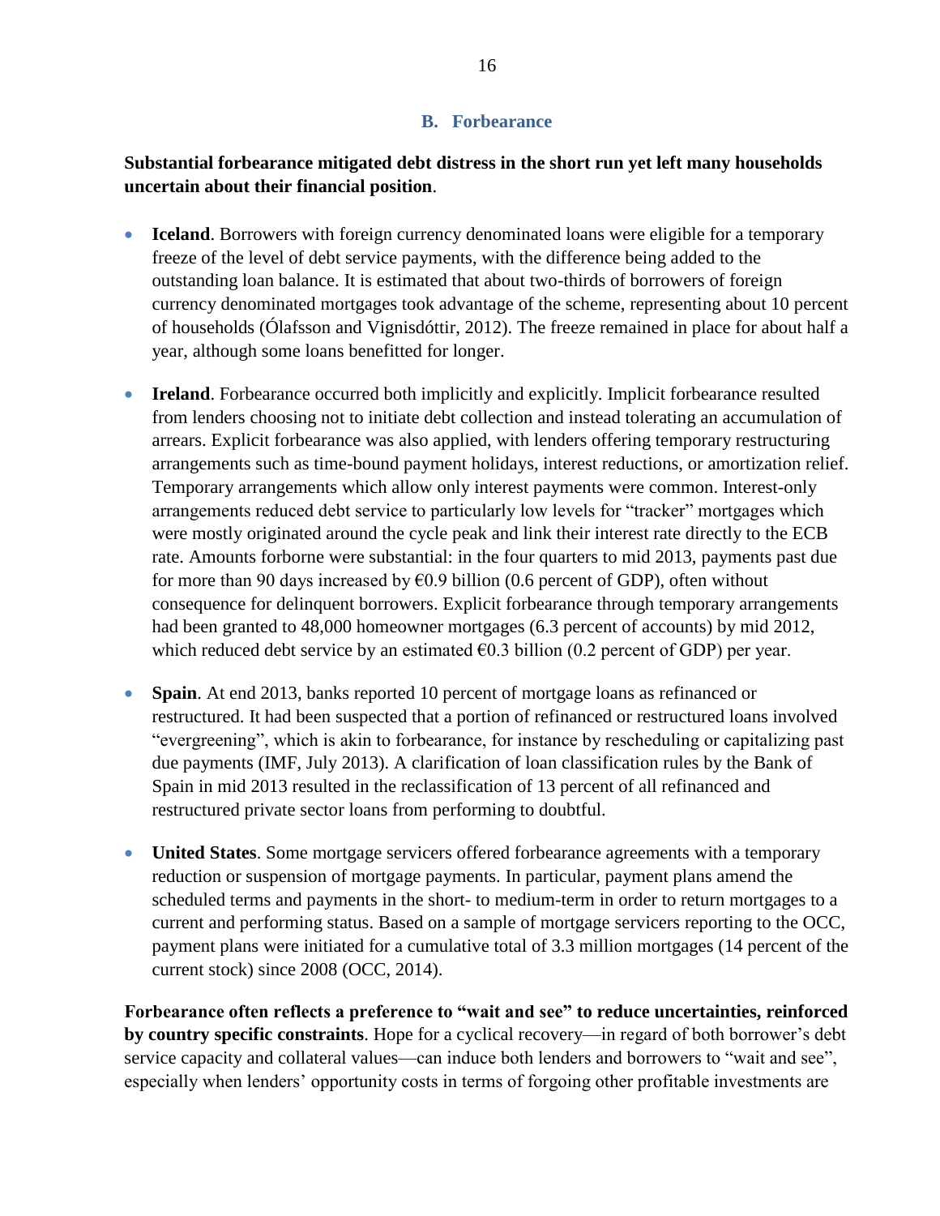### B. Forbearance

**Substantial forbearance mitigated debt distress in the short run yet left many households uncertain about their financial position**.

- **Iceland**. Borrowers with foreign currency denominated loans were eligible for a temporary freeze of the level of debt service payments, with the difference being added to the outstanding loan balance. It is estimated that about two-thirds of borrowers of foreign currency denominated mortgages took advantage of the scheme, representing about 10 percent of households (Ólafsson and Vignisdóttir, 2012). The freeze remained in place for about half a year, although some loans benefitted for longer.

- **Ireland**. Forbearance occurred both implicitly and explicitly. Implicit forbearance resulted from lenders choosing not to initiate debt collection and instead tolerating an accumulation of arrears. Explicit forbearance was also applied, with lenders offering temporary restructuring arrangements such as time-bound payment holidays, interest reductions, or amortization relief. Temporary arrangements which allow only interest payments were common. Interest-only arrangements reduced debt service to particularly low levels for "tracker" mortgages which were mostly originated around the cycle peak and link their interest rate directly to the ECB rate. Amounts forborne were substantial: in the four quarters to mid 2013, payments past due for more than 90 days increased by €0.9 billion (0.6 percent of GDP), often without consequence for delinquent borrowers. Explicit forbearance through temporary arrangements had been granted to 48,000 homeowner mortgages (6.3 percent of accounts) by mid 2012, which reduced debt service by an estimated €0.3 billion (0.2 percent of GDP) per year.

- **Spain**. At end 2013, banks reported 10 percent of mortgage loans as refinanced or restructured. It had been suspected that a portion of refinanced or restructured loans involved "evergreening", which is akin to forbearance, for instance by rescheduling or capitalizing past due payments (IMF, July 2013). A clarification of loan classification rules by the Bank of Spain in mid 2013 resulted in the reclassification of 13 percent of all refinanced and restructured private sector loans from performing to doubtful.

- **United States**. Some mortgage servicers offered forbearance agreements with a temporary reduction or suspension of mortgage payments. In particular, payment plans amend the scheduled terms and payments in the short- to medium-term in order to return mortgages to a current and performing status. Based on a sample of mortgage servicers reporting to the OCC, payment plans were initiated for a cumulative total of 3.3 million mortgages (14 percent of the current stock) since 2008 (OCC, 2014).

**Forbearance often reflects a preference to "wait and see" to reduce uncertainties, reinforced by country specific constraints**. Hope for a cyclical recovery—in regard of both borrower's debt service capacity and collateral values—can induce both lenders and borrowers to "wait and see", especially when lenders' opportunity costs in terms of forgoing other profitable investments are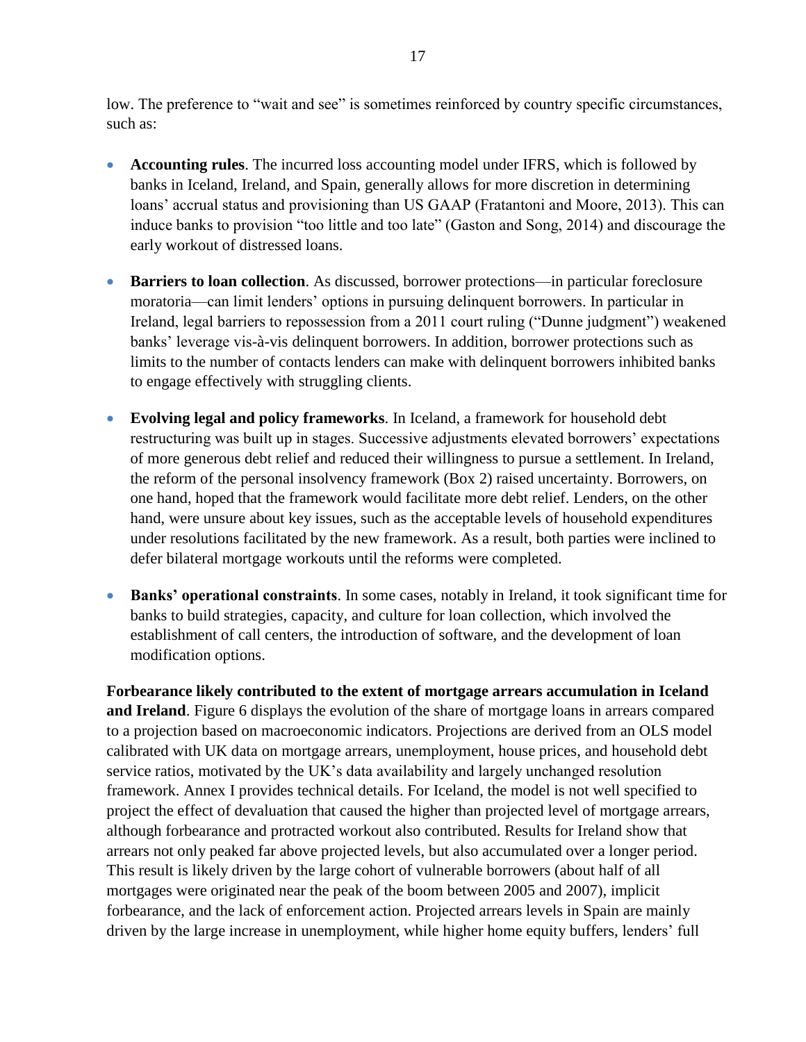low. The preference to "wait and see" is sometimes reinforced by country specific circumstances, such as:

- **Accounting rules**. The incurred loss accounting model under IFRS, which is followed by banks in Iceland, Ireland, and Spain, generally allows for more discretion in determining loans' accrual status and provisioning than US GAAP (Fratantoni and Moore, 2013). This can induce banks to provision "too little and too late" (Gaston and Song, 2014) and discourage the early workout of distressed loans.

- **Barriers to loan collection**. As discussed, borrower protections—in particular foreclosure moratoria—can limit lenders' options in pursuing delinquent borrowers. In particular in Ireland, legal barriers to repossession from a 2011 court ruling ("Dunne judgment") weakened banks' leverage vis-à-vis delinquent borrowers. In addition, borrower protections such as limits to the number of contacts lenders can make with delinquent borrowers inhibited banks to engage effectively with struggling clients.

- **Evolving legal and policy frameworks**. In Iceland, a framework for household debt restructuring was built up in stages. Successive adjustments elevated borrowers' expectations of more generous debt relief and reduced their willingness to pursue a settlement. In Ireland, the reform of the personal insolvency framework (Box 2) raised uncertainty. Borrowers, on one hand, hoped that the framework would facilitate more debt relief. Lenders, on the other hand, were unsure about key issues, such as the acceptable levels of household expenditures under resolutions facilitated by the new framework. As a result, both parties were inclined to defer bilateral mortgage workouts until the reforms were completed.

- **Banks' operational constraints**. In some cases, notably in Ireland, it took significant time for banks to build strategies, capacity, and culture for loan collection, which involved the establishment of call centers, the introduction of software, and the development of loan modification options.

**Forbearance likely contributed to the extent of mortgage arrears accumulation in Iceland and Ireland**. Figure 6 displays the evolution of the share of mortgage loans in arrears compared to a projection based on macroeconomic indicators. Projections are derived from an OLS model calibrated with UK data on mortgage arrears, unemployment, house prices, and household debt service ratios, motivated by the UK's data availability and largely unchanged resolution framework. Annex I provides technical details. For Iceland, the model is not well specified to project the effect of devaluation that caused the higher than projected level of mortgage arrears, although forbearance and protracted workout also contributed. Results for Ireland show that arrears not only peaked far above projected levels, but also accumulated over a longer period. This result is likely driven by the large cohort of vulnerable borrowers (about half of all mortgages were originated near the peak of the boom between 2005 and 2007), implicit forbearance, and the lack of enforcement action. Projected arrears levels in Spain are mainly driven by the large increase in unemployment, while higher home equity buffers, lenders' full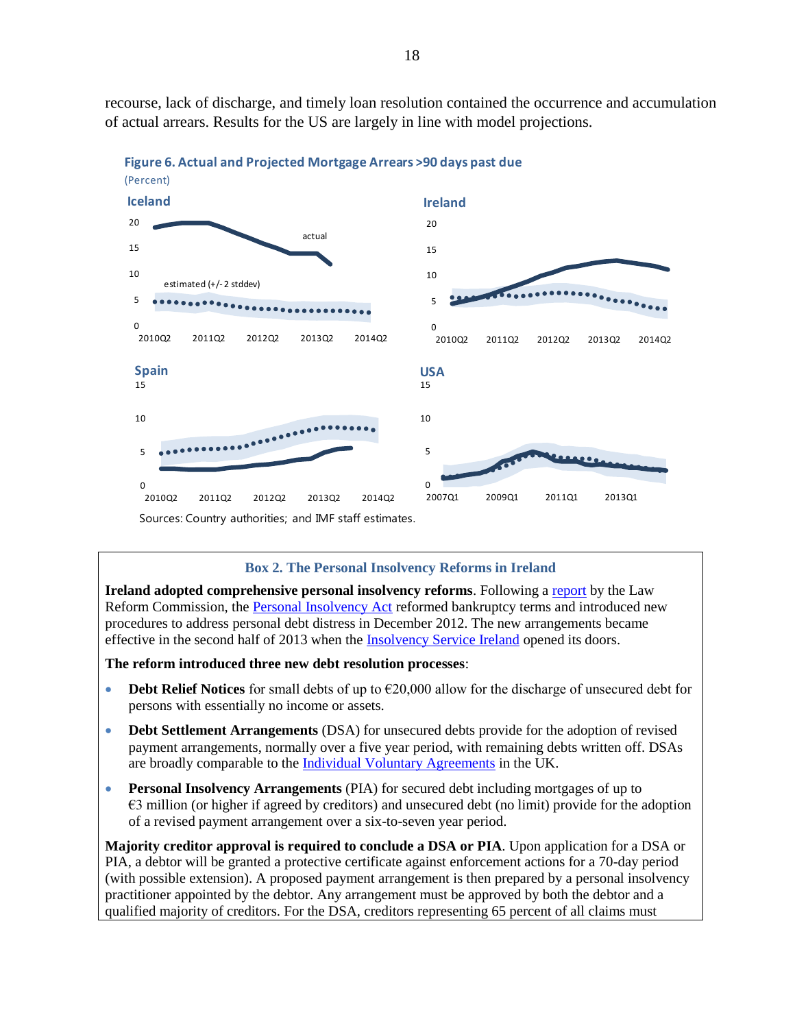recourse, lack of discharge, and timely loan resolution contained the occurrence and accumulation of actual arrears. Results for the US are largely in line with model projections.

**Figure 6. Actual and Projected Mortgage Arrears >90 days past due**
(Percent)

Sources: Country authorities; and IMF staff estimates.

### Box 2. The Personal Insolvency Reforms in Ireland

**Ireland adopted comprehensive personal insolvency reforms**. Following a report by the Law Reform Commission, the Personal Insolvency Act reformed bankruptcy terms and introduced new procedures to address personal debt distress in December 2012. The new arrangements became effective in the second half of 2013 when the Insolvency Service Ireland opened its doors.

**The reform introduced three new debt resolution processes**:

- **Debt Relief Notices** for small debts of up to €20,000 allow for the discharge of unsecured debt for persons with essentially no income or assets.
- **Debt Settlement Arrangements** (DSA) for unsecured debts provide for the adoption of revised payment arrangements, normally over a five year period, with remaining debts written off. DSAs are broadly comparable to the Individual Voluntary Agreements in the UK.
- **Personal Insolvency Arrangements** (PIA) for secured debt including mortgages of up to €3 million (or higher if agreed by creditors) and unsecured debt (no limit) provide for the adoption of a revised payment arrangement over a six-to-seven year period.

**Majority creditor approval is required to conclude a DSA or PIA**. Upon application for a DSA or PIA, a debtor will be granted a protective certificate against enforcement actions for a 70-day period (with possible extension). A proposed payment arrangement is then prepared by a personal insolvency practitioner appointed by the debtor. Any arrangement must be approved by both the debtor and a qualified majority of creditors. For the DSA, creditors representing 65 percent of all claims must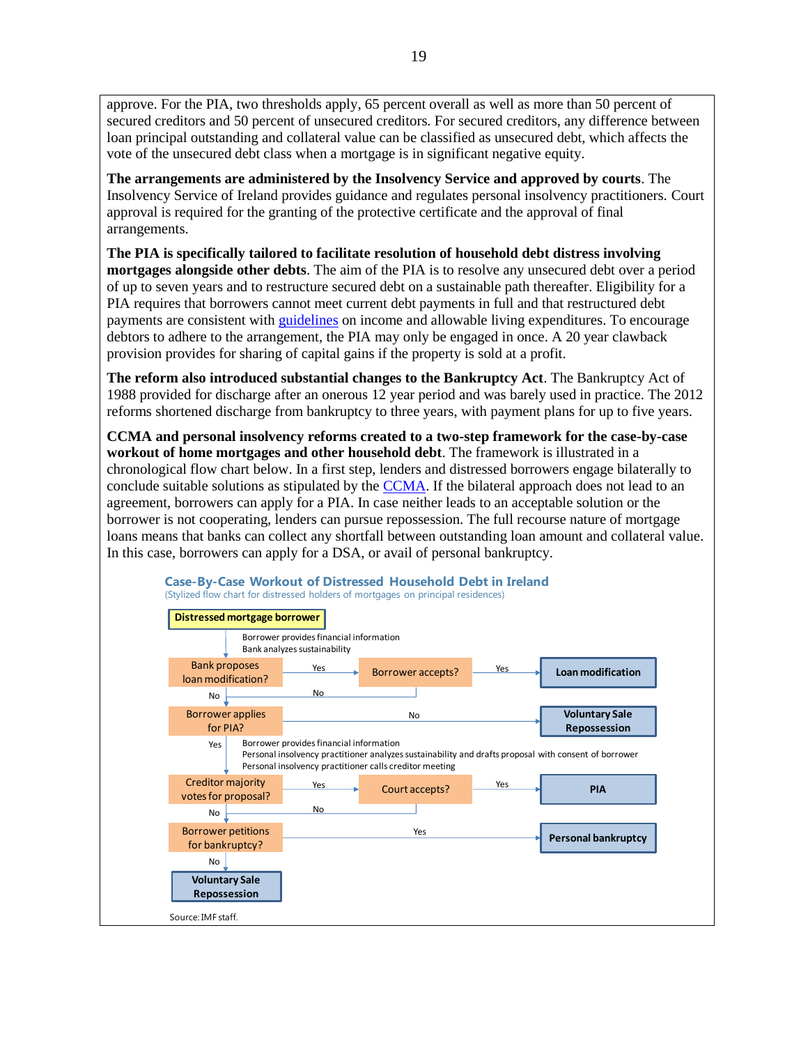approve. For the PIA, two thresholds apply, 65 percent overall as well as more than 50 percent of secured creditors and 50 percent of unsecured creditors. For secured creditors, any difference between loan principal outstanding and collateral value can be classified as unsecured debt, which affects the vote of the unsecured debt class when a mortgage is in significant negative equity.

**The arrangements are administered by the Insolvency Service and approved by courts**. The Insolvency Service of Ireland provides guidance and regulates personal insolvency practitioners. Court approval is required for the granting of the protective certificate and the approval of final arrangements.

**The PIA is specifically tailored to facilitate resolution of household debt distress involving mortgages alongside other debts**. The aim of the PIA is to resolve any unsecured debt over a period of up to seven years and to restructure secured debt on a sustainable path thereafter. Eligibility for a PIA requires that borrowers cannot meet current debt payments in full and that restructured debt payments are consistent with guidelines on income and allowable living expenditures. To encourage debtors to adhere to the arrangement, the PIA may only be engaged in once. A 20 year clawback provision provides for sharing of capital gains if the property is sold at a profit.

**The reform also introduced substantial changes to the Bankruptcy Act**. The Bankruptcy Act of 1988 provided for discharge after an onerous 12 year period and was barely used in practice. The 2012 reforms shortened discharge from bankruptcy to three years, with payment plans for up to five years.

**CCMA and personal insolvency reforms created to a two-step framework for the case-by-case workout of home mortgages and other household debt**. The framework is illustrated in a chronological flow chart below. In a first step, lenders and distressed borrowers engage bilaterally to conclude suitable solutions as stipulated by the CCMA. If the bilateral approach does not lead to an agreement, borrowers can apply for a PIA. In case neither leads to an acceptable solution or the borrower is not cooperating, lenders can pursue repossession. The full recourse nature of mortgage loans means that banks can collect any shortfall between outstanding loan amount and collateral value. In this case, borrowers can apply for a DSA, or avail of personal bankruptcy.

**Case-By-Case Workout of Distressed Household Debt in Ireland**
(Stylized flow chart for distressed holders of mortgages on principal residences)

- **Distressed mortgage borrower**
  - Borrower provides financial information
  - Bank analyzes sustainability
- **Bank proposes loan modification?**
  - Yes → **Borrower accepts?**
    - Yes → **Loan modification**
    - No → Borrower applies for PIA?
  - No → Borrower applies for PIA?
- **Borrower applies for PIA?**
  - No → **Voluntary Sale / Repossession**
  - Yes →
    - Borrower provides financial information
    - Personal insolvency practitioner analyzes sustainability and drafts proposal with consent of borrower
    - Personal insolvency practitioner calls creditor meeting
- **Creditor majority votes for proposal?**
  - Yes → **Court accepts?**
    - Yes → **PIA**
    - No → Borrower petitions for bankruptcy?
  - No → Borrower petitions for bankruptcy?
- **Borrower petitions for bankruptcy?**
  - Yes → **Personal bankruptcy**
  - No → **Voluntary Sale / Repossession**

Source: IMF staff.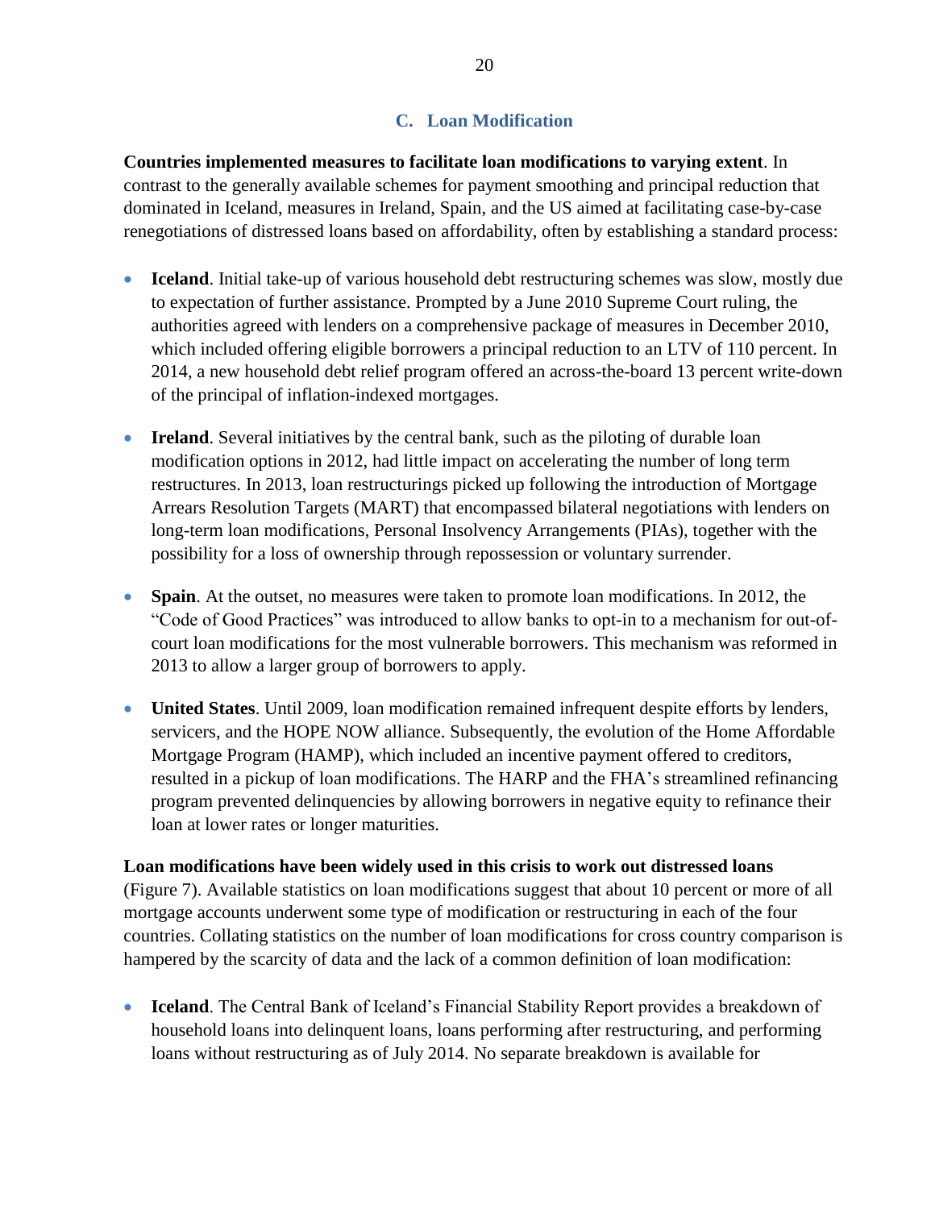### C. Loan Modification

**Countries implemented measures to facilitate loan modifications to varying extent**. In contrast to the generally available schemes for payment smoothing and principal reduction that dominated in Iceland, measures in Ireland, Spain, and the US aimed at facilitating case-by-case renegotiations of distressed loans based on affordability, often by establishing a standard process:

- **Iceland**. Initial take-up of various household debt restructuring schemes was slow, mostly due to expectation of further assistance. Prompted by a June 2010 Supreme Court ruling, the authorities agreed with lenders on a comprehensive package of measures in December 2010, which included offering eligible borrowers a principal reduction to an LTV of 110 percent. In 2014, a new household debt relief program offered an across-the-board 13 percent write-down of the principal of inflation-indexed mortgages.

- **Ireland**. Several initiatives by the central bank, such as the piloting of durable loan modification options in 2012, had little impact on accelerating the number of long term restructures. In 2013, loan restructurings picked up following the introduction of Mortgage Arrears Resolution Targets (MART) that encompassed bilateral negotiations with lenders on long-term loan modifications, Personal Insolvency Arrangements (PIAs), together with the possibility for a loss of ownership through repossession or voluntary surrender.

- **Spain**. At the outset, no measures were taken to promote loan modifications. In 2012, the "Code of Good Practices" was introduced to allow banks to opt-in to a mechanism for out-of-court loan modifications for the most vulnerable borrowers. This mechanism was reformed in 2013 to allow a larger group of borrowers to apply.

- **United States**. Until 2009, loan modification remained infrequent despite efforts by lenders, servicers, and the HOPE NOW alliance. Subsequently, the evolution of the Home Affordable Mortgage Program (HAMP), which included an incentive payment offered to creditors, resulted in a pickup of loan modifications. The HARP and the FHA's streamlined refinancing program prevented delinquencies by allowing borrowers in negative equity to refinance their loan at lower rates or longer maturities.

**Loan modifications have been widely used in this crisis to work out distressed loans** (Figure 7). Available statistics on loan modifications suggest that about 10 percent or more of all mortgage accounts underwent some type of modification or restructuring in each of the four countries. Collating statistics on the number of loan modifications for cross country comparison is hampered by the scarcity of data and the lack of a common definition of loan modification:

- **Iceland**. The Central Bank of Iceland's Financial Stability Report provides a breakdown of household loans into delinquent loans, loans performing after restructuring, and performing loans without restructuring as of July 2014. No separate breakdown is available for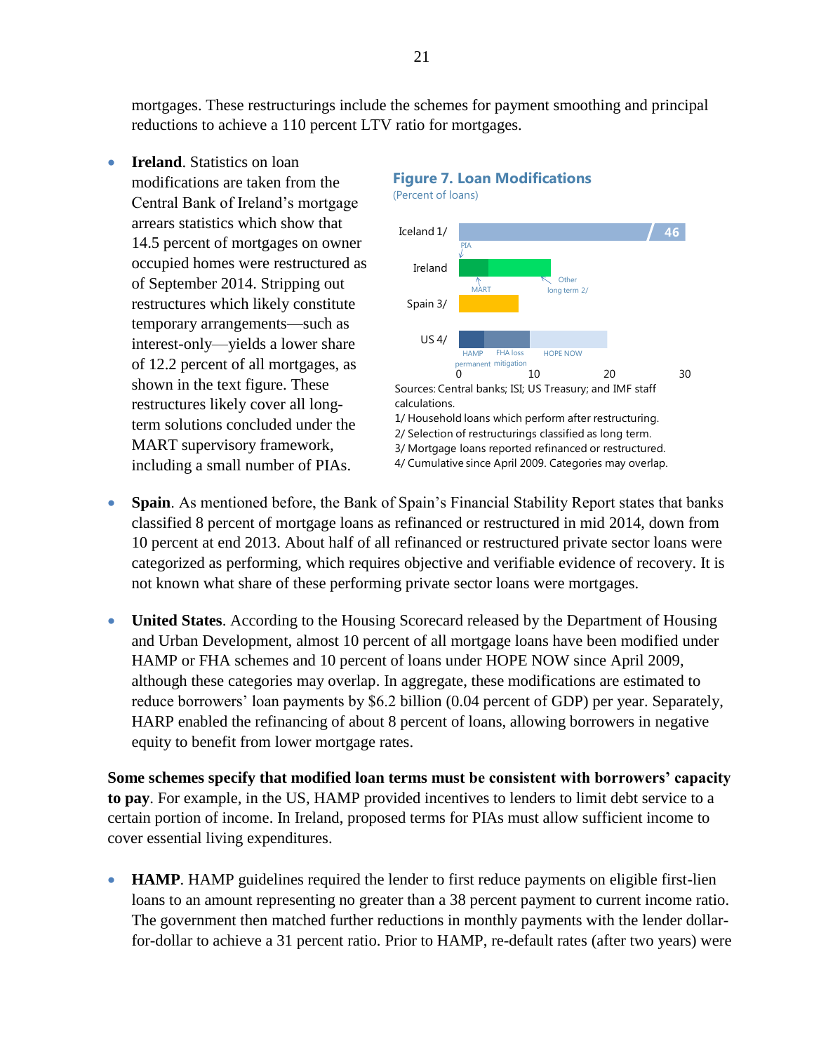mortgages. These restructurings include the schemes for payment smoothing and principal reductions to achieve a 110 percent LTV ratio for mortgages.

- **Ireland**. Statistics on loan modifications are taken from the Central Bank of Ireland's mortgage arrears statistics which show that 14.5 percent of mortgages on owner occupied homes were restructured as of September 2014. Stripping out restructures which likely constitute temporary arrangements—such as interest-only—yields a lower share of 12.2 percent of all mortgages, as shown in the text figure. These restructures likely cover all long-term solutions concluded under the MART supervisory framework, including a small number of PIAs.

**Figure 7. Loan Modifications**
(Percent of loans)

Sources: Central banks; ISI; US Treasury; and IMF staff calculations.
1/ Household loans which perform after restructuring.
2/ Selection of restructurings classified as long term.
3/ Mortgage loans reported refinanced or restructured.
4/ Cumulative since April 2009. Categories may overlap.

- **Spain**. As mentioned before, the Bank of Spain's Financial Stability Report states that banks classified 8 percent of mortgage loans as refinanced or restructured in mid 2014, down from 10 percent at end 2013. About half of all refinanced or restructured private sector loans were categorized as performing, which requires objective and verifiable evidence of recovery. It is not known what share of these performing private sector loans were mortgages.

- **United States**. According to the Housing Scorecard released by the Department of Housing and Urban Development, almost 10 percent of all mortgage loans have been modified under HAMP or FHA schemes and 10 percent of loans under HOPE NOW since April 2009, although these categories may overlap. In aggregate, these modifications are estimated to reduce borrowers' loan payments by $6.2 billion (0.04 percent of GDP) per year. Separately, HARP enabled the refinancing of about 8 percent of loans, allowing borrowers in negative equity to benefit from lower mortgage rates.

**Some schemes specify that modified loan terms must be consistent with borrowers' capacity to pay**. For example, in the US, HAMP provided incentives to lenders to limit debt service to a certain portion of income. In Ireland, proposed terms for PIAs must allow sufficient income to cover essential living expenditures.

- **HAMP**. HAMP guidelines required the lender to first reduce payments on eligible first-lien loans to an amount representing no greater than a 38 percent payment to current income ratio. The government then matched further reductions in monthly payments with the lender dollar-for-dollar to achieve a 31 percent ratio. Prior to HAMP, re-default rates (after two years) were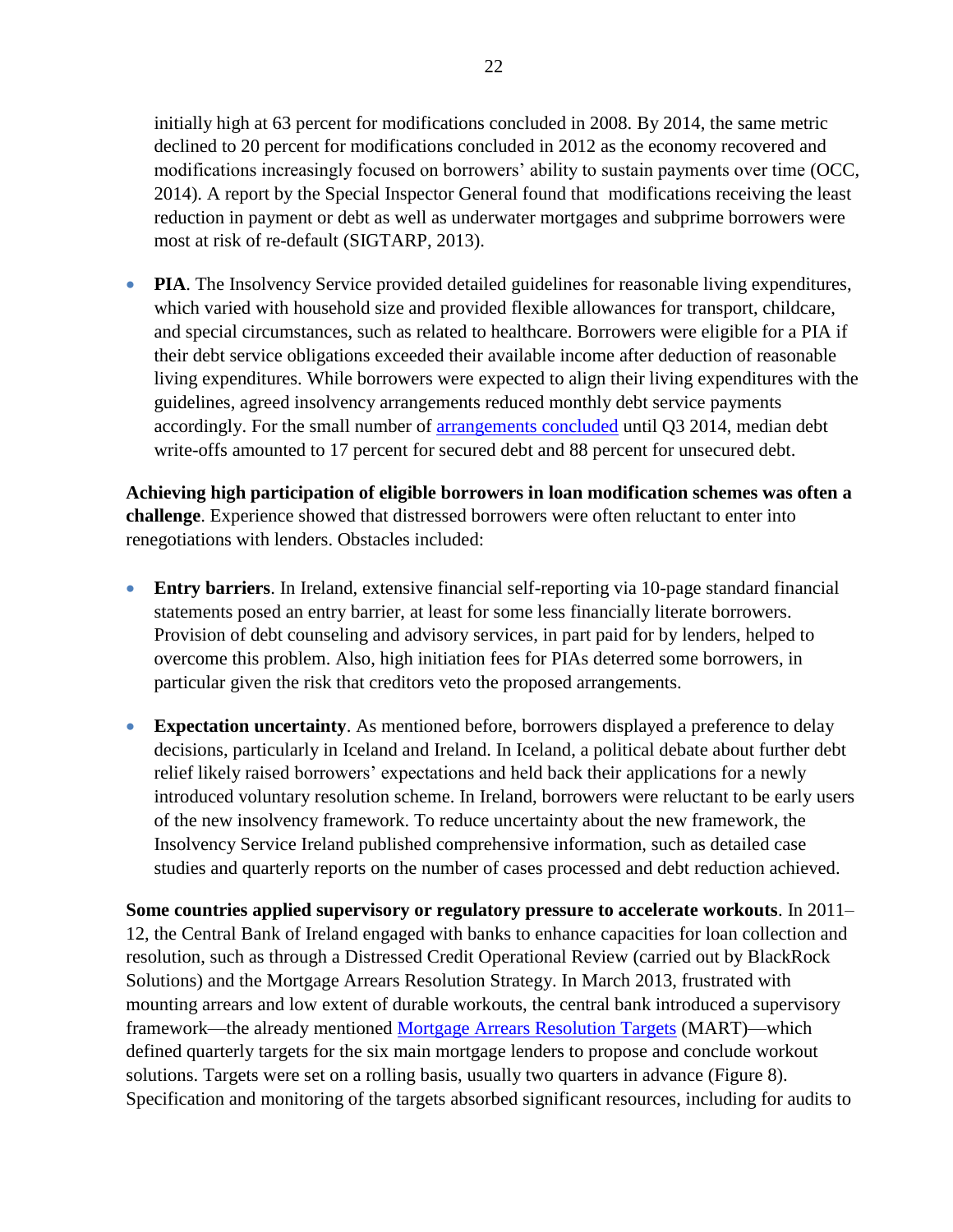initially high at 63 percent for modifications concluded in 2008. By 2014, the same metric declined to 20 percent for modifications concluded in 2012 as the economy recovered and modifications increasingly focused on borrowers' ability to sustain payments over time (OCC, 2014). A report by the Special Inspector General found that modifications receiving the least reduction in payment or debt as well as underwater mortgages and subprime borrowers were most at risk of re-default (SIGTARP, 2013).

- **PIA**. The Insolvency Service provided detailed guidelines for reasonable living expenditures, which varied with household size and provided flexible allowances for transport, childcare, and special circumstances, such as related to healthcare. Borrowers were eligible for a PIA if their debt service obligations exceeded their available income after deduction of reasonable living expenditures. While borrowers were expected to align their living expenditures with the guidelines, agreed insolvency arrangements reduced monthly debt service payments accordingly. For the small number of arrangements concluded until Q3 2014, median debt write-offs amounted to 17 percent for secured debt and 88 percent for unsecured debt.

**Achieving high participation of eligible borrowers in loan modification schemes was often a challenge**. Experience showed that distressed borrowers were often reluctant to enter into renegotiations with lenders. Obstacles included:

- **Entry barriers**. In Ireland, extensive financial self-reporting via 10-page standard financial statements posed an entry barrier, at least for some less financially literate borrowers. Provision of debt counseling and advisory services, in part paid for by lenders, helped to overcome this problem. Also, high initiation fees for PIAs deterred some borrowers, in particular given the risk that creditors veto the proposed arrangements.

- **Expectation uncertainty**. As mentioned before, borrowers displayed a preference to delay decisions, particularly in Iceland and Ireland. In Iceland, a political debate about further debt relief likely raised borrowers' expectations and held back their applications for a newly introduced voluntary resolution scheme. In Ireland, borrowers were reluctant to be early users of the new insolvency framework. To reduce uncertainty about the new framework, the Insolvency Service Ireland published comprehensive information, such as detailed case studies and quarterly reports on the number of cases processed and debt reduction achieved.

**Some countries applied supervisory or regulatory pressure to accelerate workouts**. In 2011–12, the Central Bank of Ireland engaged with banks to enhance capacities for loan collection and resolution, such as through a Distressed Credit Operational Review (carried out by BlackRock Solutions) and the Mortgage Arrears Resolution Strategy. In March 2013, frustrated with mounting arrears and low extent of durable workouts, the central bank introduced a supervisory framework—the already mentioned Mortgage Arrears Resolution Targets (MART)—which defined quarterly targets for the six main mortgage lenders to propose and conclude workout solutions. Targets were set on a rolling basis, usually two quarters in advance (Figure 8). Specification and monitoring of the targets absorbed significant resources, including for audits to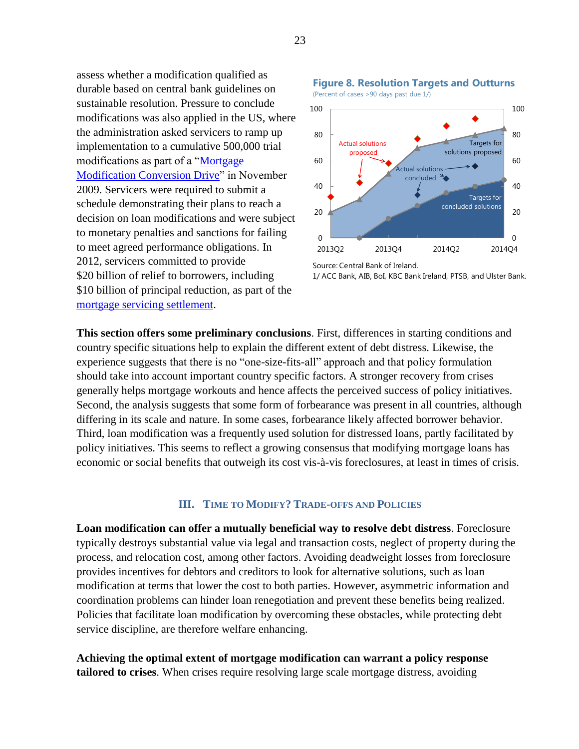assess whether a modification qualified as durable based on central bank guidelines on sustainable resolution. Pressure to conclude modifications was also applied in the US, where the administration asked servicers to ramp up implementation to a cumulative 500,000 trial modifications as part of a "Mortgage Modification Conversion Drive" in November 2009. Servicers were required to submit a schedule demonstrating their plans to reach a decision on loan modifications and were subject to monetary penalties and sanctions for failing to meet agreed performance obligations. In 2012, servicers committed to provide $20 billion of relief to borrowers, including $10 billion of principal reduction, as part of the mortgage servicing settlement.

**Figure 8. Resolution Targets and Outturns**
(Percent of cases >90 days past due 1/)

Source: Central Bank of Ireland.
1/ ACC Bank, AIB, BoI, KBC Bank Ireland, PTSB, and Ulster Bank.

**This section offers some preliminary conclusions**. First, differences in starting conditions and country specific situations help to explain the different extent of debt distress. Likewise, the experience suggests that there is no "one-size-fits-all" approach and that policy formulation should take into account important country specific factors. A stronger recovery from crises generally helps mortgage workouts and hence affects the perceived success of policy initiatives. Second, the analysis suggests that some form of forbearance was present in all countries, although differing in its scale and nature. In some cases, forbearance likely affected borrower behavior. Third, loan modification was a frequently used solution for distressed loans, partly facilitated by policy initiatives. This seems to reflect a growing consensus that modifying mortgage loans has economic or social benefits that outweigh its cost vis-à-vis foreclosures, at least in times of crisis.

## III. Time to Modify? Trade-offs and Policies

**Loan modification can offer a mutually beneficial way to resolve debt distress**. Foreclosure typically destroys substantial value via legal and transaction costs, neglect of property during the process, and relocation cost, among other factors. Avoiding deadweight losses from foreclosure provides incentives for debtors and creditors to look for alternative solutions, such as loan modification at terms that lower the cost to both parties. However, asymmetric information and coordination problems can hinder loan renegotiation and prevent these benefits being realized. Policies that facilitate loan modification by overcoming these obstacles, while protecting debt service discipline, are therefore welfare enhancing.

**Achieving the optimal extent of mortgage modification can warrant a policy response tailored to crises**. When crises require resolving large scale mortgage distress, avoiding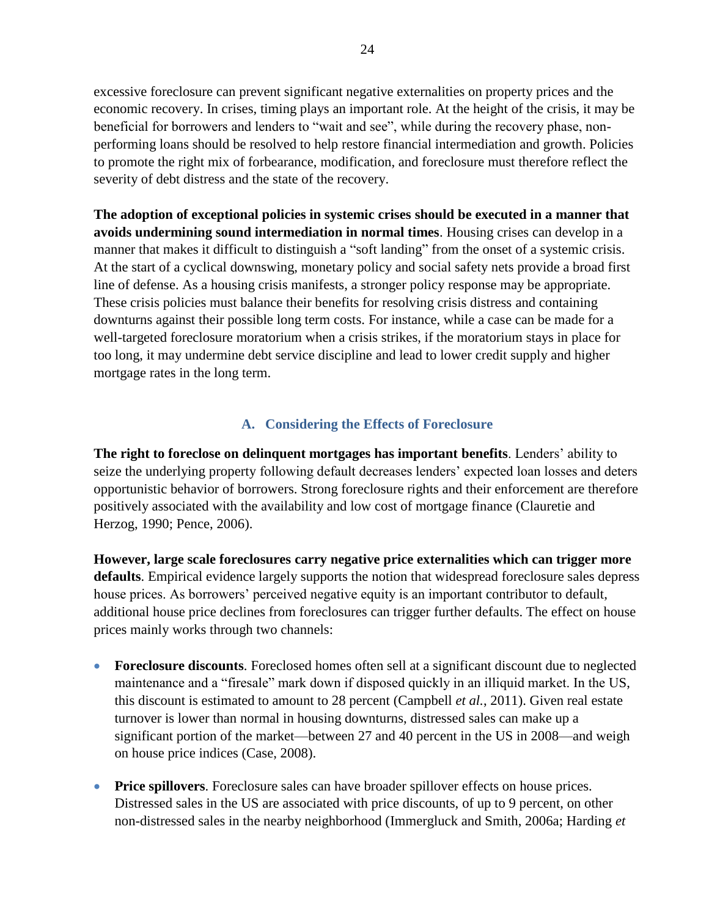excessive foreclosure can prevent significant negative externalities on property prices and the economic recovery. In crises, timing plays an important role. At the height of the crisis, it may be beneficial for borrowers and lenders to "wait and see", while during the recovery phase, non-performing loans should be resolved to help restore financial intermediation and growth. Policies to promote the right mix of forbearance, modification, and foreclosure must therefore reflect the severity of debt distress and the state of the recovery.

**The adoption of exceptional policies in systemic crises should be executed in a manner that avoids undermining sound intermediation in normal times**. Housing crises can develop in a manner that makes it difficult to distinguish a "soft landing" from the onset of a systemic crisis. At the start of a cyclical downswing, monetary policy and social safety nets provide a broad first line of defense. As a housing crisis manifests, a stronger policy response may be appropriate. These crisis policies must balance their benefits for resolving crisis distress and containing downturns against their possible long term costs. For instance, while a case can be made for a well-targeted foreclosure moratorium when a crisis strikes, if the moratorium stays in place for too long, it may undermine debt service discipline and lead to lower credit supply and higher mortgage rates in the long term.

## A. Considering the Effects of Foreclosure

**The right to foreclose on delinquent mortgages has important benefits**. Lenders' ability to seize the underlying property following default decreases lenders' expected loan losses and deters opportunistic behavior of borrowers. Strong foreclosure rights and their enforcement are therefore positively associated with the availability and low cost of mortgage finance (Clauretie and Herzog, 1990; Pence, 2006).

**However, large scale foreclosures carry negative price externalities which can trigger more defaults**. Empirical evidence largely supports the notion that widespread foreclosure sales depress house prices. As borrowers' perceived negative equity is an important contributor to default, additional house price declines from foreclosures can trigger further defaults. The effect on house prices mainly works through two channels:

- **Foreclosure discounts**. Foreclosed homes often sell at a significant discount due to neglected maintenance and a "firesale" mark down if disposed quickly in an illiquid market. In the US, this discount is estimated to amount to 28 percent (Campbell *et al.*, 2011). Given real estate turnover is lower than normal in housing downturns, distressed sales can make up a significant portion of the market—between 27 and 40 percent in the US in 2008—and weigh on house price indices (Case, 2008).

- **Price spillovers**. Foreclosure sales can have broader spillover effects on house prices. Distressed sales in the US are associated with price discounts, of up to 9 percent, on other non-distressed sales in the nearby neighborhood (Immergluck and Smith, 2006a; Harding *et*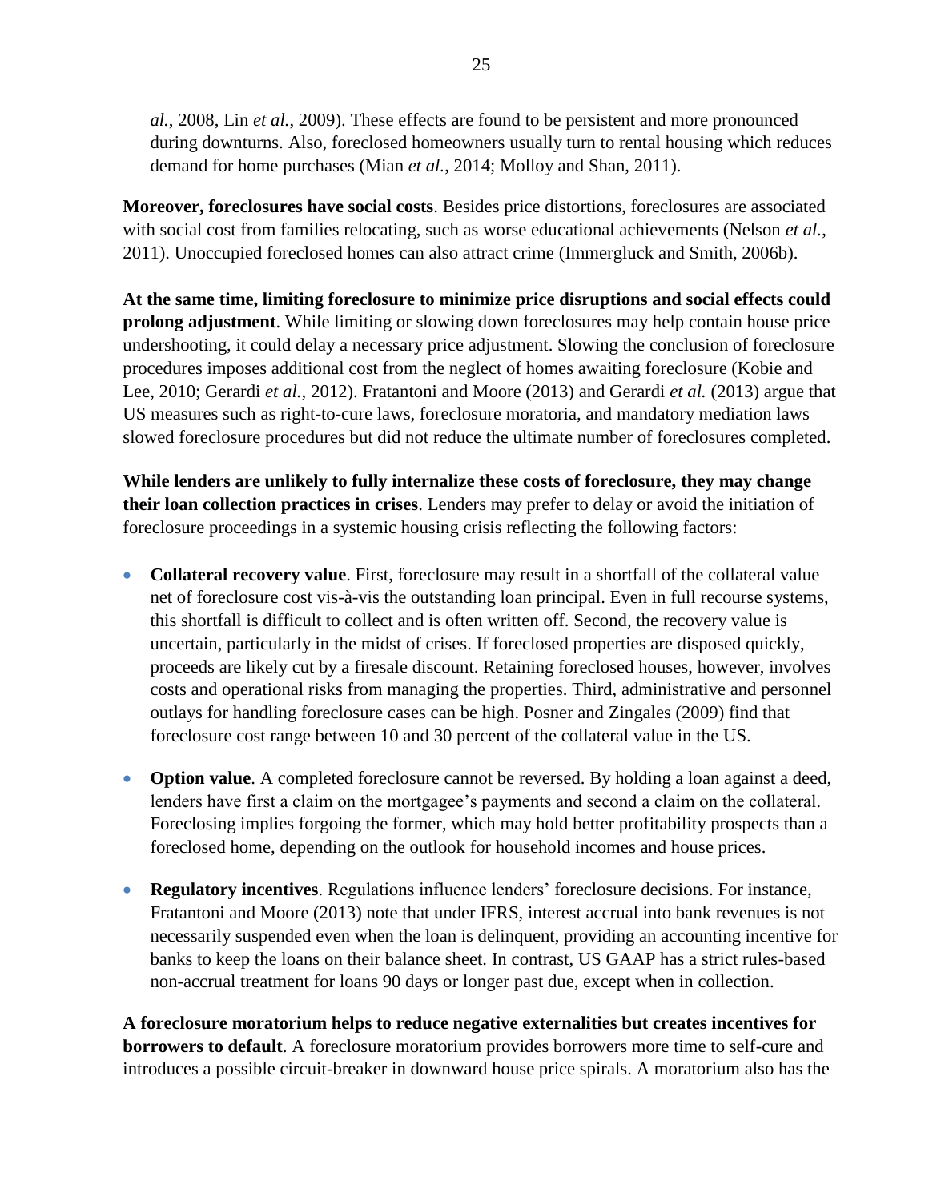*al.*, 2008, Lin *et al.*, 2009). These effects are found to be persistent and more pronounced during downturns. Also, foreclosed homeowners usually turn to rental housing which reduces demand for home purchases (Mian *et al.*, 2014; Molloy and Shan, 2011).

**Moreover, foreclosures have social costs**. Besides price distortions, foreclosures are associated with social cost from families relocating, such as worse educational achievements (Nelson *et al.*, 2011). Unoccupied foreclosed homes can also attract crime (Immergluck and Smith, 2006b).

**At the same time, limiting foreclosure to minimize price disruptions and social effects could prolong adjustment**. While limiting or slowing down foreclosures may help contain house price undershooting, it could delay a necessary price adjustment. Slowing the conclusion of foreclosure procedures imposes additional cost from the neglect of homes awaiting foreclosure (Kobie and Lee, 2010; Gerardi *et al.*, 2012). Fratantoni and Moore (2013) and Gerardi *et al.* (2013) argue that US measures such as right-to-cure laws, foreclosure moratoria, and mandatory mediation laws slowed foreclosure procedures but did not reduce the ultimate number of foreclosures completed.

**While lenders are unlikely to fully internalize these costs of foreclosure, they may change their loan collection practices in crises**. Lenders may prefer to delay or avoid the initiation of foreclosure proceedings in a systemic housing crisis reflecting the following factors:

- **Collateral recovery value**. First, foreclosure may result in a shortfall of the collateral value net of foreclosure cost vis-à-vis the outstanding loan principal. Even in full recourse systems, this shortfall is difficult to collect and is often written off. Second, the recovery value is uncertain, particularly in the midst of crises. If foreclosed properties are disposed quickly, proceeds are likely cut by a firesale discount. Retaining foreclosed houses, however, involves costs and operational risks from managing the properties. Third, administrative and personnel outlays for handling foreclosure cases can be high. Posner and Zingales (2009) find that foreclosure cost range between 10 and 30 percent of the collateral value in the US.

- **Option value**. A completed foreclosure cannot be reversed. By holding a loan against a deed, lenders have first a claim on the mortgagee's payments and second a claim on the collateral. Foreclosing implies forgoing the former, which may hold better profitability prospects than a foreclosed home, depending on the outlook for household incomes and house prices.

- **Regulatory incentives**. Regulations influence lenders' foreclosure decisions. For instance, Fratantoni and Moore (2013) note that under IFRS, interest accrual into bank revenues is not necessarily suspended even when the loan is delinquent, providing an accounting incentive for banks to keep the loans on their balance sheet. In contrast, US GAAP has a strict rules-based non-accrual treatment for loans 90 days or longer past due, except when in collection.

**A foreclosure moratorium helps to reduce negative externalities but creates incentives for borrowers to default**. A foreclosure moratorium provides borrowers more time to self-cure and introduces a possible circuit-breaker in downward house price spirals. A moratorium also has the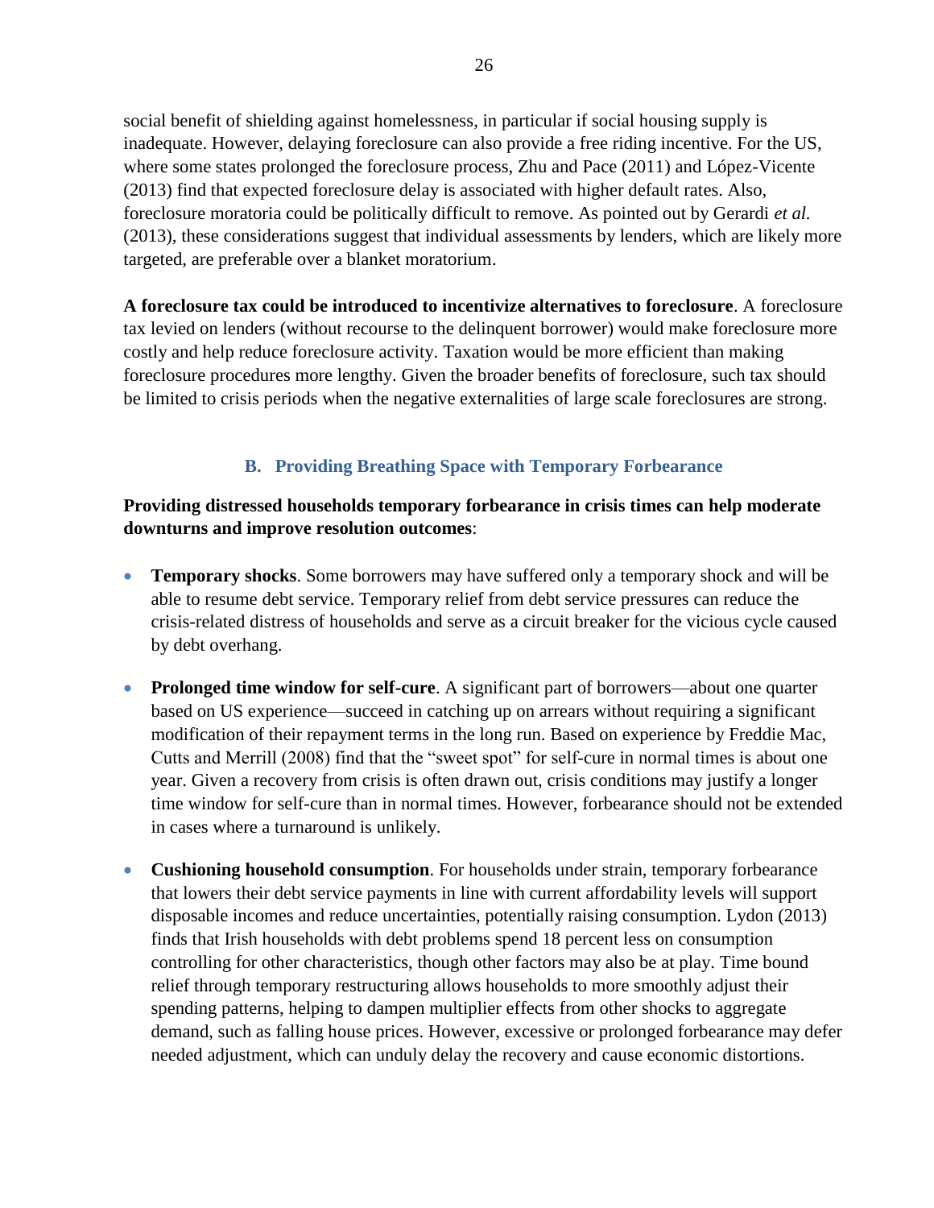social benefit of shielding against homelessness, in particular if social housing supply is inadequate. However, delaying foreclosure can also provide a free riding incentive. For the US, where some states prolonged the foreclosure process, Zhu and Pace (2011) and López-Vicente (2013) find that expected foreclosure delay is associated with higher default rates. Also, foreclosure moratoria could be politically difficult to remove. As pointed out by Gerardi *et al.* (2013), these considerations suggest that individual assessments by lenders, which are likely more targeted, are preferable over a blanket moratorium.

**A foreclosure tax could be introduced to incentivize alternatives to foreclosure**. A foreclosure tax levied on lenders (without recourse to the delinquent borrower) would make foreclosure more costly and help reduce foreclosure activity. Taxation would be more efficient than making foreclosure procedures more lengthy. Given the broader benefits of foreclosure, such tax should be limited to crisis periods when the negative externalities of large scale foreclosures are strong.

### B. Providing Breathing Space with Temporary Forbearance

**Providing distressed households temporary forbearance in crisis times can help moderate downturns and improve resolution outcomes**:

- **Temporary shocks**. Some borrowers may have suffered only a temporary shock and will be able to resume debt service. Temporary relief from debt service pressures can reduce the crisis-related distress of households and serve as a circuit breaker for the vicious cycle caused by debt overhang.

- **Prolonged time window for self-cure**. A significant part of borrowers—about one quarter based on US experience—succeed in catching up on arrears without requiring a significant modification of their repayment terms in the long run. Based on experience by Freddie Mac, Cutts and Merrill (2008) find that the "sweet spot" for self-cure in normal times is about one year. Given a recovery from crisis is often drawn out, crisis conditions may justify a longer time window for self-cure than in normal times. However, forbearance should not be extended in cases where a turnaround is unlikely.

- **Cushioning household consumption**. For households under strain, temporary forbearance that lowers their debt service payments in line with current affordability levels will support disposable incomes and reduce uncertainties, potentially raising consumption. Lydon (2013) finds that Irish households with debt problems spend 18 percent less on consumption controlling for other characteristics, though other factors may also be at play. Time bound relief through temporary restructuring allows households to more smoothly adjust their spending patterns, helping to dampen multiplier effects from other shocks to aggregate demand, such as falling house prices. However, excessive or prolonged forbearance may defer needed adjustment, which can unduly delay the recovery and cause economic distortions.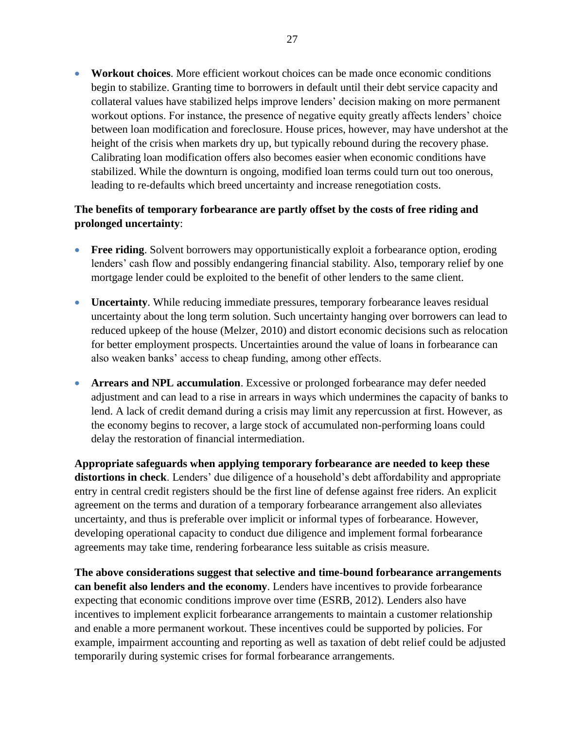- **Workout choices**. More efficient workout choices can be made once economic conditions begin to stabilize. Granting time to borrowers in default until their debt service capacity and collateral values have stabilized helps improve lenders' decision making on more permanent workout options. For instance, the presence of negative equity greatly affects lenders' choice between loan modification and foreclosure. House prices, however, may have undershot at the height of the crisis when markets dry up, but typically rebound during the recovery phase. Calibrating loan modification offers also becomes easier when economic conditions have stabilized. While the downturn is ongoing, modified loan terms could turn out too onerous, leading to re-defaults which breed uncertainty and increase renegotiation costs.

**The benefits of temporary forbearance are partly offset by the costs of free riding and prolonged uncertainty**:

- **Free riding**. Solvent borrowers may opportunistically exploit a forbearance option, eroding lenders' cash flow and possibly endangering financial stability. Also, temporary relief by one mortgage lender could be exploited to the benefit of other lenders to the same client.

- **Uncertainty**. While reducing immediate pressures, temporary forbearance leaves residual uncertainty about the long term solution. Such uncertainty hanging over borrowers can lead to reduced upkeep of the house (Melzer, 2010) and distort economic decisions such as relocation for better employment prospects. Uncertainties around the value of loans in forbearance can also weaken banks' access to cheap funding, among other effects.

- **Arrears and NPL accumulation**. Excessive or prolonged forbearance may defer needed adjustment and can lead to a rise in arrears in ways which undermines the capacity of banks to lend. A lack of credit demand during a crisis may limit any repercussion at first. However, as the economy begins to recover, a large stock of accumulated non-performing loans could delay the restoration of financial intermediation.

**Appropriate safeguards when applying temporary forbearance are needed to keep these distortions in check**. Lenders' due diligence of a household's debt affordability and appropriate entry in central credit registers should be the first line of defense against free riders. An explicit agreement on the terms and duration of a temporary forbearance arrangement also alleviates uncertainty, and thus is preferable over implicit or informal types of forbearance. However, developing operational capacity to conduct due diligence and implement formal forbearance agreements may take time, rendering forbearance less suitable as crisis measure.

**The above considerations suggest that selective and time-bound forbearance arrangements can benefit also lenders and the economy**. Lenders have incentives to provide forbearance expecting that economic conditions improve over time (ESRB, 2012). Lenders also have incentives to implement explicit forbearance arrangements to maintain a customer relationship and enable a more permanent workout. These incentives could be supported by policies. For example, impairment accounting and reporting as well as taxation of debt relief could be adjusted temporarily during systemic crises for formal forbearance arrangements.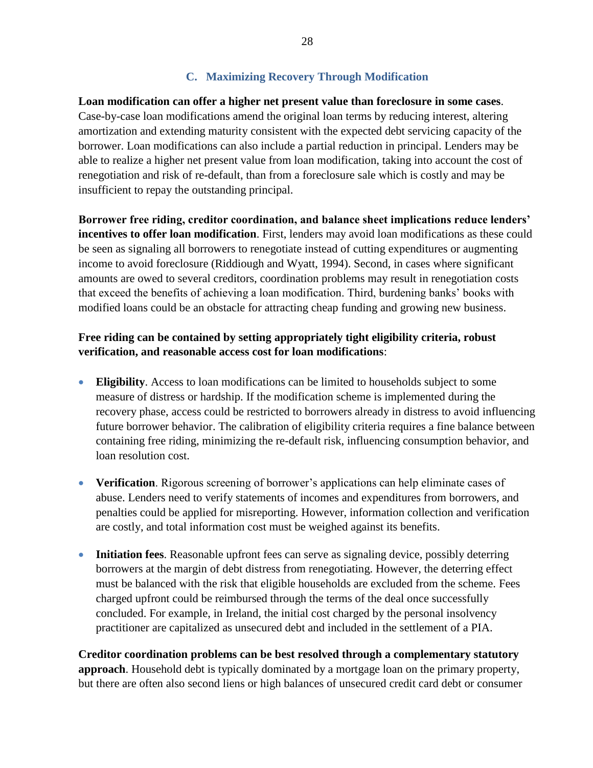### C. Maximizing Recovery Through Modification

**Loan modification can offer a higher net present value than foreclosure in some cases**. Case-by-case loan modifications amend the original loan terms by reducing interest, altering amortization and extending maturity consistent with the expected debt servicing capacity of the borrower. Loan modifications can also include a partial reduction in principal. Lenders may be able to realize a higher net present value from loan modification, taking into account the cost of renegotiation and risk of re-default, than from a foreclosure sale which is costly and may be insufficient to repay the outstanding principal.

**Borrower free riding, creditor coordination, and balance sheet implications reduce lenders' incentives to offer loan modification**. First, lenders may avoid loan modifications as these could be seen as signaling all borrowers to renegotiate instead of cutting expenditures or augmenting income to avoid foreclosure (Riddiough and Wyatt, 1994). Second, in cases where significant amounts are owed to several creditors, coordination problems may result in renegotiation costs that exceed the benefits of achieving a loan modification. Third, burdening banks' books with modified loans could be an obstacle for attracting cheap funding and growing new business.

**Free riding can be contained by setting appropriately tight eligibility criteria, robust verification, and reasonable access cost for loan modifications**:

- **Eligibility**. Access to loan modifications can be limited to households subject to some measure of distress or hardship. If the modification scheme is implemented during the recovery phase, access could be restricted to borrowers already in distress to avoid influencing future borrower behavior. The calibration of eligibility criteria requires a fine balance between containing free riding, minimizing the re-default risk, influencing consumption behavior, and loan resolution cost.

- **Verification**. Rigorous screening of borrower's applications can help eliminate cases of abuse. Lenders need to verify statements of incomes and expenditures from borrowers, and penalties could be applied for misreporting. However, information collection and verification are costly, and total information cost must be weighed against its benefits.

- **Initiation fees**. Reasonable upfront fees can serve as signaling device, possibly deterring borrowers at the margin of debt distress from renegotiating. However, the deterring effect must be balanced with the risk that eligible households are excluded from the scheme. Fees charged upfront could be reimbursed through the terms of the deal once successfully concluded. For example, in Ireland, the initial cost charged by the personal insolvency practitioner are capitalized as unsecured debt and included in the settlement of a PIA.

**Creditor coordination problems can be best resolved through a complementary statutory approach**. Household debt is typically dominated by a mortgage loan on the primary property, but there are often also second liens or high balances of unsecured credit card debt or consumer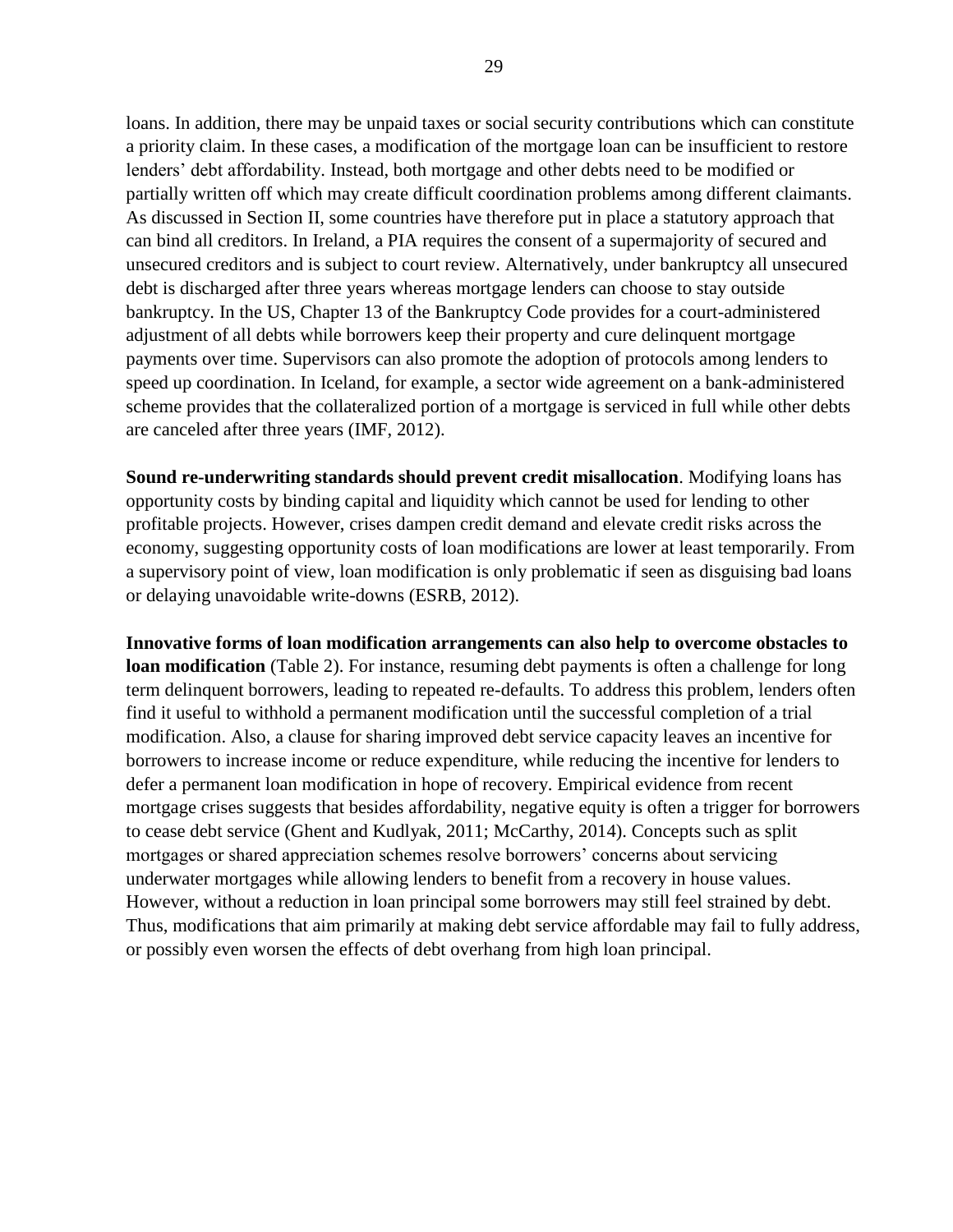loans. In addition, there may be unpaid taxes or social security contributions which can constitute a priority claim. In these cases, a modification of the mortgage loan can be insufficient to restore lenders' debt affordability. Instead, both mortgage and other debts need to be modified or partially written off which may create difficult coordination problems among different claimants. As discussed in Section II, some countries have therefore put in place a statutory approach that can bind all creditors. In Ireland, a PIA requires the consent of a supermajority of secured and unsecured creditors and is subject to court review. Alternatively, under bankruptcy all unsecured debt is discharged after three years whereas mortgage lenders can choose to stay outside bankruptcy. In the US, Chapter 13 of the Bankruptcy Code provides for a court-administered adjustment of all debts while borrowers keep their property and cure delinquent mortgage payments over time. Supervisors can also promote the adoption of protocols among lenders to speed up coordination. In Iceland, for example, a sector wide agreement on a bank-administered scheme provides that the collateralized portion of a mortgage is serviced in full while other debts are canceled after three years (IMF, 2012).

**Sound re-underwriting standards should prevent credit misallocation**. Modifying loans has opportunity costs by binding capital and liquidity which cannot be used for lending to other profitable projects. However, crises dampen credit demand and elevate credit risks across the economy, suggesting opportunity costs of loan modifications are lower at least temporarily. From a supervisory point of view, loan modification is only problematic if seen as disguising bad loans or delaying unavoidable write-downs (ESRB, 2012).

**Innovative forms of loan modification arrangements can also help to overcome obstacles to loan modification** (Table 2). For instance, resuming debt payments is often a challenge for long term delinquent borrowers, leading to repeated re-defaults. To address this problem, lenders often find it useful to withhold a permanent modification until the successful completion of a trial modification. Also, a clause for sharing improved debt service capacity leaves an incentive for borrowers to increase income or reduce expenditure, while reducing the incentive for lenders to defer a permanent loan modification in hope of recovery. Empirical evidence from recent mortgage crises suggests that besides affordability, negative equity is often a trigger for borrowers to cease debt service (Ghent and Kudlyak, 2011; McCarthy, 2014). Concepts such as split mortgages or shared appreciation schemes resolve borrowers' concerns about servicing underwater mortgages while allowing lenders to benefit from a recovery in house values. However, without a reduction in loan principal some borrowers may still feel strained by debt. Thus, modifications that aim primarily at making debt service affordable may fail to fully address, or possibly even worsen the effects of debt overhang from high loan principal.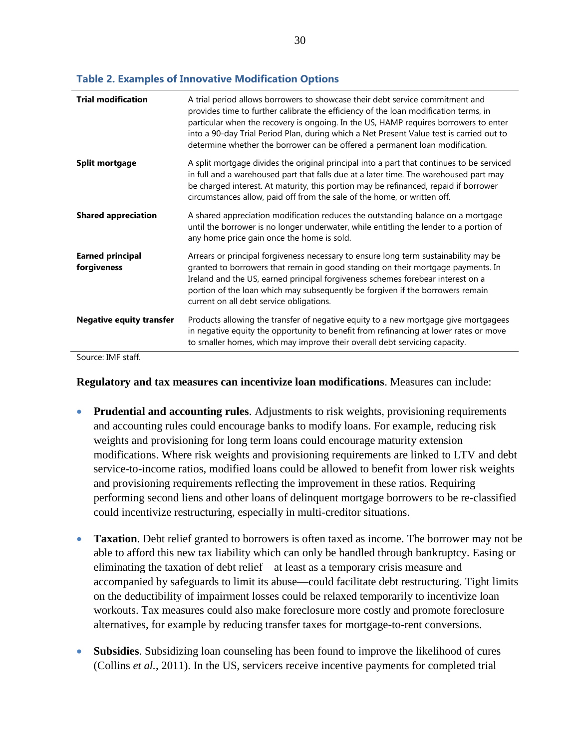**Table 2. Examples of Innovative Modification Options**

| | |
|---|---|
| **Trial modification** | A trial period allows borrowers to showcase their debt service commitment and provides time to further calibrate the efficiency of the loan modification terms, in particular when the recovery is ongoing. In the US, HAMP requires borrowers to enter into a 90-day Trial Period Plan, during which a Net Present Value test is carried out to determine whether the borrower can be offered a permanent loan modification. |
| **Split mortgage** | A split mortgage divides the original principal into a part that continues to be serviced in full and a warehoused part that falls due at a later time. The warehoused part may be charged interest. At maturity, this portion may be refinanced, repaid if borrower circumstances allow, paid off from the sale of the home, or written off. |
| **Shared appreciation** | A shared appreciation modification reduces the outstanding balance on a mortgage until the borrower is no longer underwater, while entitling the lender to a portion of any home price gain once the home is sold. |
| **Earned principal forgiveness** | Arrears or principal forgiveness necessary to ensure long term sustainability may be granted to borrowers that remain in good standing on their mortgage payments. In Ireland and the US, earned principal forgiveness schemes forebear interest on a portion of the loan which may subsequently be forgiven if the borrowers remain current on all debt service obligations. |
| **Negative equity transfer** | Products allowing the transfer of negative equity to a new mortgage give mortgagees in negative equity the opportunity to benefit from refinancing at lower rates or move to smaller homes, which may improve their overall debt servicing capacity. |

Source: IMF staff.

**Regulatory and tax measures can incentivize loan modifications**. Measures can include:

- **Prudential and accounting rules**. Adjustments to risk weights, provisioning requirements and accounting rules could encourage banks to modify loans. For example, reducing risk weights and provisioning for long term loans could encourage maturity extension modifications. Where risk weights and provisioning requirements are linked to LTV and debt service-to-income ratios, modified loans could be allowed to benefit from lower risk weights and provisioning requirements reflecting the improvement in these ratios. Requiring performing second liens and other loans of delinquent mortgage borrowers to be re-classified could incentivize restructuring, especially in multi-creditor situations.

- **Taxation**. Debt relief granted to borrowers is often taxed as income. The borrower may not be able to afford this new tax liability which can only be handled through bankruptcy. Easing or eliminating the taxation of debt relief—at least as a temporary crisis measure and accompanied by safeguards to limit its abuse—could facilitate debt restructuring. Tight limits on the deductibility of impairment losses could be relaxed temporarily to incentivize loan workouts. Tax measures could also make foreclosure more costly and promote foreclosure alternatives, for example by reducing transfer taxes for mortgage-to-rent conversions.

- **Subsidies**. Subsidizing loan counseling has been found to improve the likelihood of cures (Collins *et al.*, 2011). In the US, servicers receive incentive payments for completed trial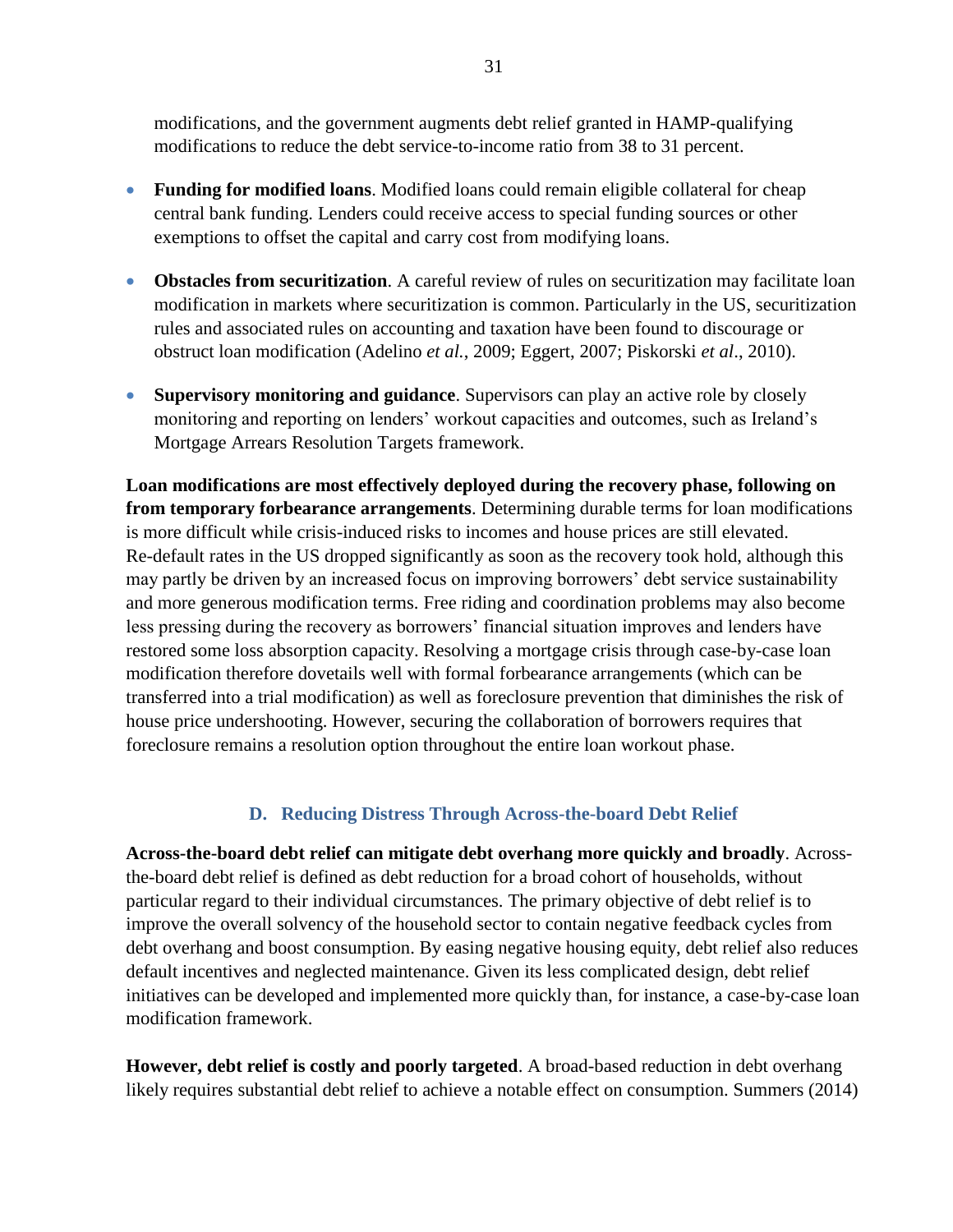modifications, and the government augments debt relief granted in HAMP-qualifying modifications to reduce the debt service-to-income ratio from 38 to 31 percent.

- **Funding for modified loans**. Modified loans could remain eligible collateral for cheap central bank funding. Lenders could receive access to special funding sources or other exemptions to offset the capital and carry cost from modifying loans.

- **Obstacles from securitization**. A careful review of rules on securitization may facilitate loan modification in markets where securitization is common. Particularly in the US, securitization rules and associated rules on accounting and taxation have been found to discourage or obstruct loan modification (Adelino *et al.*, 2009; Eggert, 2007; Piskorski *et al*., 2010).

- **Supervisory monitoring and guidance**. Supervisors can play an active role by closely monitoring and reporting on lenders' workout capacities and outcomes, such as Ireland's Mortgage Arrears Resolution Targets framework.

**Loan modifications are most effectively deployed during the recovery phase, following on from temporary forbearance arrangements**. Determining durable terms for loan modifications is more difficult while crisis-induced risks to incomes and house prices are still elevated. Re-default rates in the US dropped significantly as soon as the recovery took hold, although this may partly be driven by an increased focus on improving borrowers' debt service sustainability and more generous modification terms. Free riding and coordination problems may also become less pressing during the recovery as borrowers' financial situation improves and lenders have restored some loss absorption capacity. Resolving a mortgage crisis through case-by-case loan modification therefore dovetails well with formal forbearance arrangements (which can be transferred into a trial modification) as well as foreclosure prevention that diminishes the risk of house price undershooting. However, securing the collaboration of borrowers requires that foreclosure remains a resolution option throughout the entire loan workout phase.

## D. Reducing Distress Through Across-the-board Debt Relief

**Across-the-board debt relief can mitigate debt overhang more quickly and broadly**. Across-the-board debt relief is defined as debt reduction for a broad cohort of households, without particular regard to their individual circumstances. The primary objective of debt relief is to improve the overall solvency of the household sector to contain negative feedback cycles from debt overhang and boost consumption. By easing negative housing equity, debt relief also reduces default incentives and neglected maintenance. Given its less complicated design, debt relief initiatives can be developed and implemented more quickly than, for instance, a case-by-case loan modification framework.

**However, debt relief is costly and poorly targeted**. A broad-based reduction in debt overhang likely requires substantial debt relief to achieve a notable effect on consumption. Summers (2014)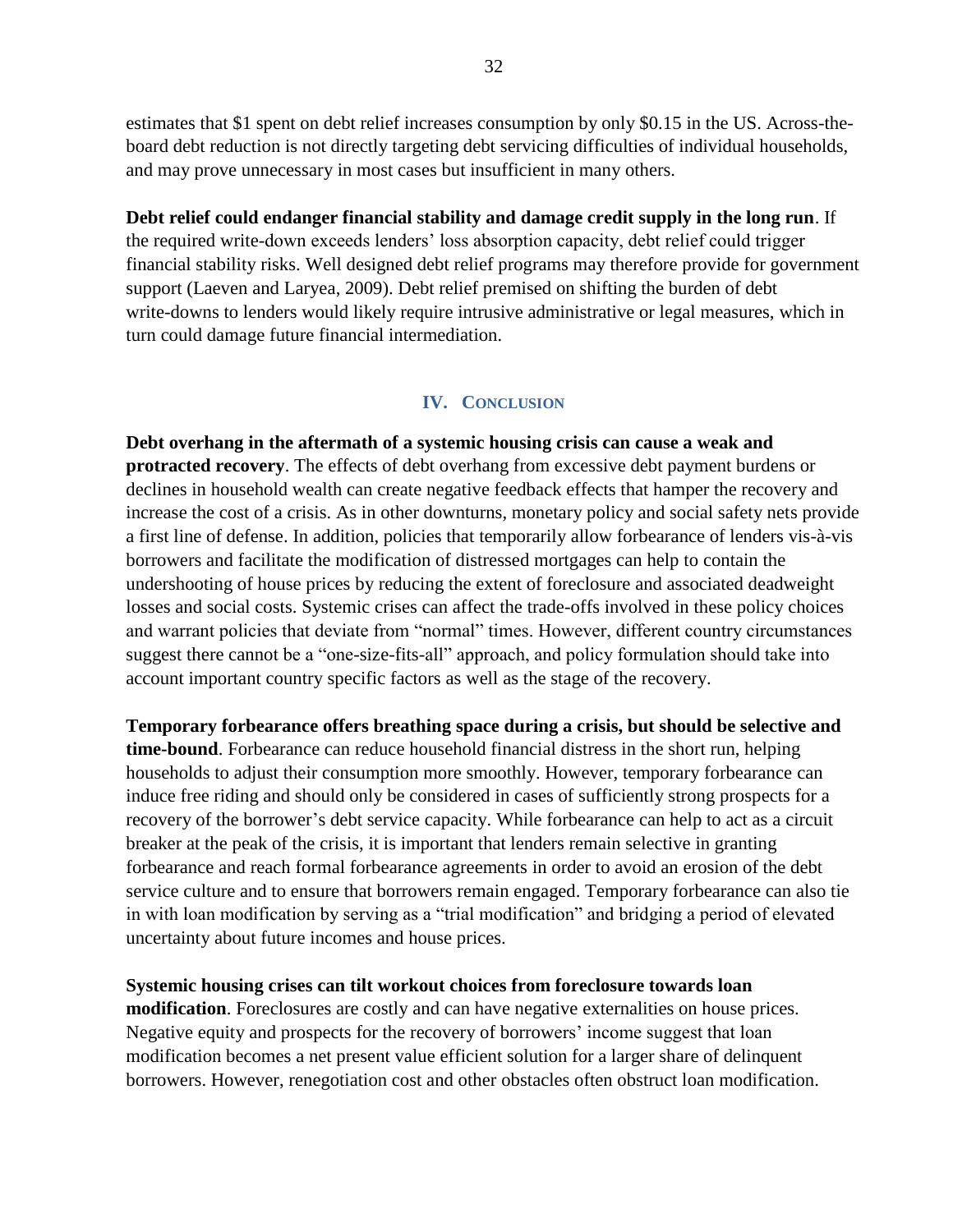estimates that $1 spent on debt relief increases consumption by only $0.15 in the US. Across-the-board debt reduction is not directly targeting debt servicing difficulties of individual households, and may prove unnecessary in most cases but insufficient in many others.

**Debt relief could endanger financial stability and damage credit supply in the long run**. If the required write-down exceeds lenders' loss absorption capacity, debt relief could trigger financial stability risks. Well designed debt relief programs may therefore provide for government support (Laeven and Laryea, 2009). Debt relief premised on shifting the burden of debt write-downs to lenders would likely require intrusive administrative or legal measures, which in turn could damage future financial intermediation.

## IV. Conclusion

**Debt overhang in the aftermath of a systemic housing crisis can cause a weak and protracted recovery**. The effects of debt overhang from excessive debt payment burdens or declines in household wealth can create negative feedback effects that hamper the recovery and increase the cost of a crisis. As in other downturns, monetary policy and social safety nets provide a first line of defense. In addition, policies that temporarily allow forbearance of lenders vis-à-vis borrowers and facilitate the modification of distressed mortgages can help to contain the undershooting of house prices by reducing the extent of foreclosure and associated deadweight losses and social costs. Systemic crises can affect the trade-offs involved in these policy choices and warrant policies that deviate from "normal" times. However, different country circumstances suggest there cannot be a "one-size-fits-all" approach, and policy formulation should take into account important country specific factors as well as the stage of the recovery.

**Temporary forbearance offers breathing space during a crisis, but should be selective and time-bound**. Forbearance can reduce household financial distress in the short run, helping households to adjust their consumption more smoothly. However, temporary forbearance can induce free riding and should only be considered in cases of sufficiently strong prospects for a recovery of the borrower's debt service capacity. While forbearance can help to act as a circuit breaker at the peak of the crisis, it is important that lenders remain selective in granting forbearance and reach formal forbearance agreements in order to avoid an erosion of the debt service culture and to ensure that borrowers remain engaged. Temporary forbearance can also tie in with loan modification by serving as a "trial modification" and bridging a period of elevated uncertainty about future incomes and house prices.

**Systemic housing crises can tilt workout choices from foreclosure towards loan modification**. Foreclosures are costly and can have negative externalities on house prices. Negative equity and prospects for the recovery of borrowers' income suggest that loan modification becomes a net present value efficient solution for a larger share of delinquent borrowers. However, renegotiation cost and other obstacles often obstruct loan modification.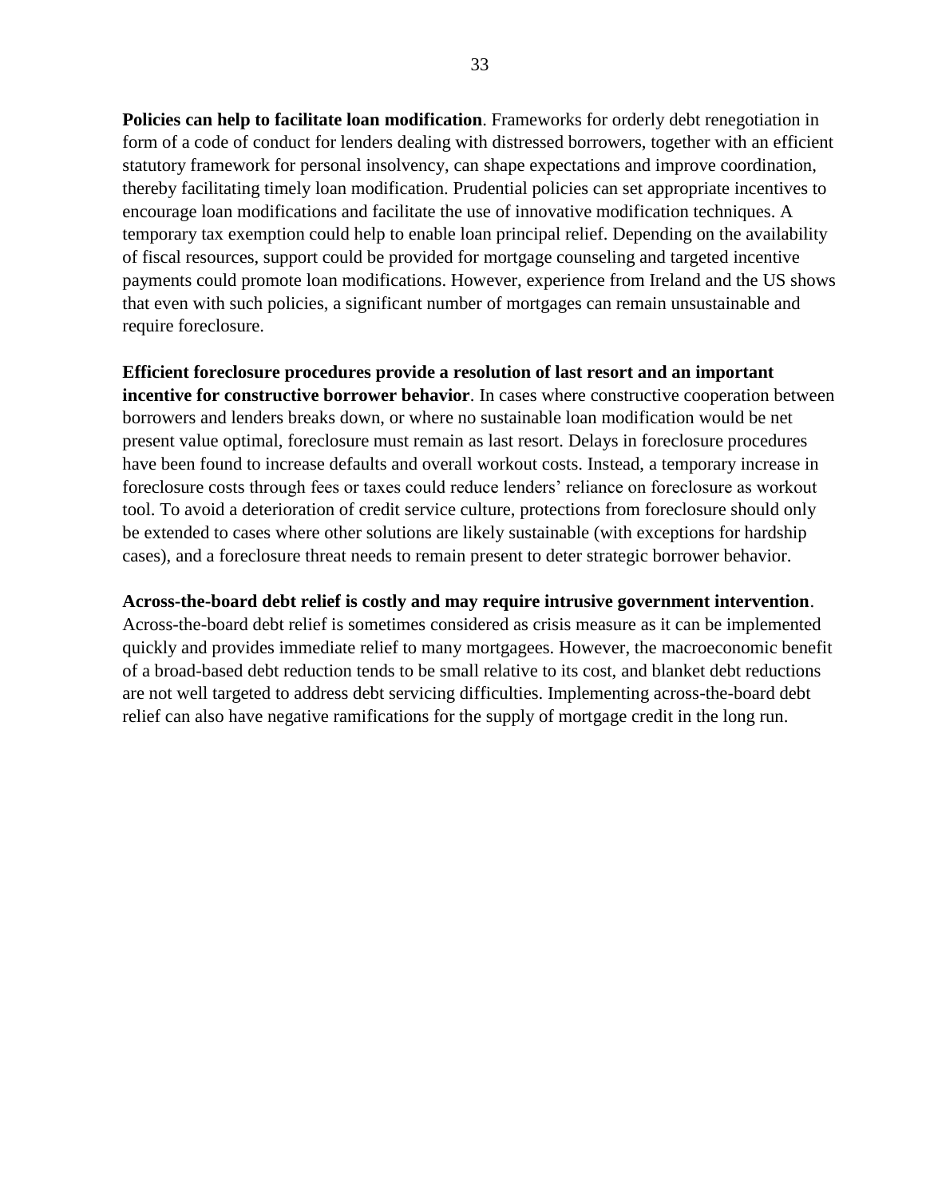**Policies can help to facilitate loan modification**. Frameworks for orderly debt renegotiation in form of a code of conduct for lenders dealing with distressed borrowers, together with an efficient statutory framework for personal insolvency, can shape expectations and improve coordination, thereby facilitating timely loan modification. Prudential policies can set appropriate incentives to encourage loan modifications and facilitate the use of innovative modification techniques. A temporary tax exemption could help to enable loan principal relief. Depending on the availability of fiscal resources, support could be provided for mortgage counseling and targeted incentive payments could promote loan modifications. However, experience from Ireland and the US shows that even with such policies, a significant number of mortgages can remain unsustainable and require foreclosure.

**Efficient foreclosure procedures provide a resolution of last resort and an important incentive for constructive borrower behavior**. In cases where constructive cooperation between borrowers and lenders breaks down, or where no sustainable loan modification would be net present value optimal, foreclosure must remain as last resort. Delays in foreclosure procedures have been found to increase defaults and overall workout costs. Instead, a temporary increase in foreclosure costs through fees or taxes could reduce lenders' reliance on foreclosure as workout tool. To avoid a deterioration of credit service culture, protections from foreclosure should only be extended to cases where other solutions are likely sustainable (with exceptions for hardship cases), and a foreclosure threat needs to remain present to deter strategic borrower behavior.

**Across-the-board debt relief is costly and may require intrusive government intervention**. Across-the-board debt relief is sometimes considered as crisis measure as it can be implemented quickly and provides immediate relief to many mortgagees. However, the macroeconomic benefit of a broad-based debt reduction tends to be small relative to its cost, and blanket debt reductions are not well targeted to address debt servicing difficulties. Implementing across-the-board debt relief can also have negative ramifications for the supply of mortgage credit in the long run.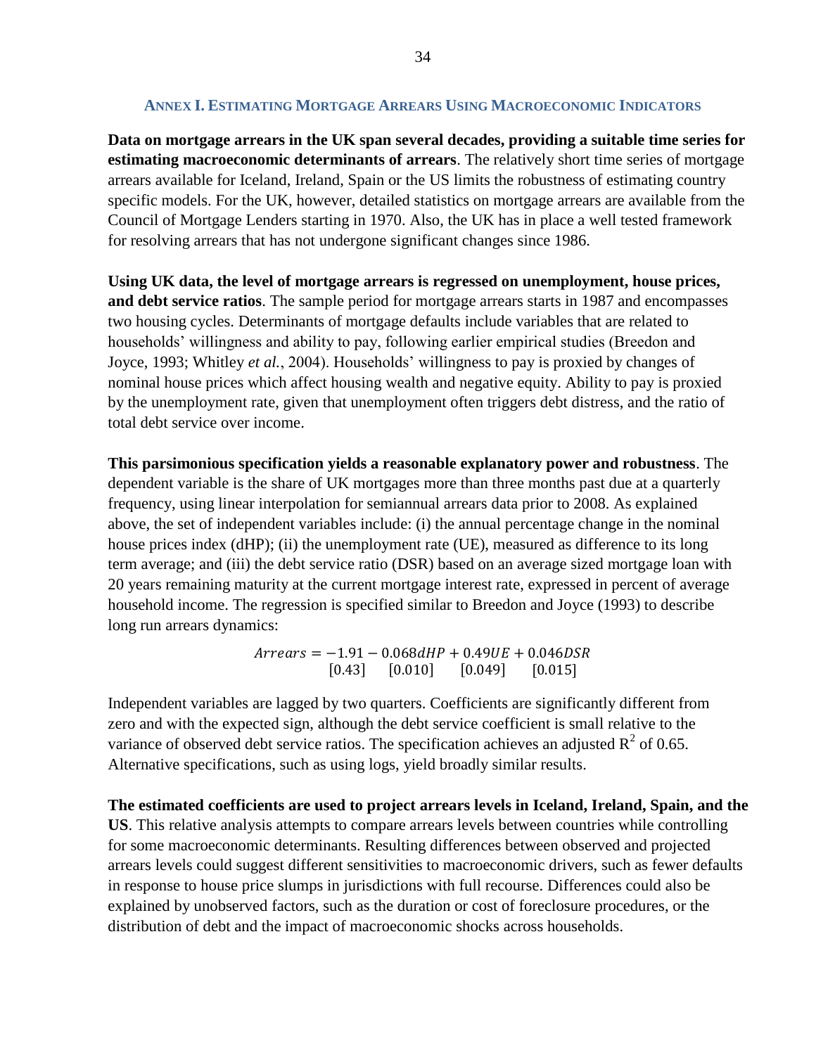## Annex I. Estimating Mortgage Arrears Using Macroeconomic Indicators

**Data on mortgage arrears in the UK span several decades, providing a suitable time series for estimating macroeconomic determinants of arrears**. The relatively short time series of mortgage arrears available for Iceland, Ireland, Spain or the US limits the robustness of estimating country specific models. For the UK, however, detailed statistics on mortgage arrears are available from the Council of Mortgage Lenders starting in 1970. Also, the UK has in place a well tested framework for resolving arrears that has not undergone significant changes since 1986.

**Using UK data, the level of mortgage arrears is regressed on unemployment, house prices, and debt service ratios**. The sample period for mortgage arrears starts in 1987 and encompasses two housing cycles. Determinants of mortgage defaults include variables that are related to households' willingness and ability to pay, following earlier empirical studies (Breedon and Joyce, 1993; Whitley *et al.*, 2004). Households' willingness to pay is proxied by changes of nominal house prices which affect housing wealth and negative equity. Ability to pay is proxied by the unemployment rate, given that unemployment often triggers debt distress, and the ratio of total debt service over income.

**This parsimonious specification yields a reasonable explanatory power and robustness**. The dependent variable is the share of UK mortgages more than three months past due at a quarterly frequency, using linear interpolation for semiannual arrears data prior to 2008. As explained above, the set of independent variables include: (i) the annual percentage change in the nominal house prices index (dHP); (ii) the unemployment rate (UE), measured as difference to its long term average; and (iii) the debt service ratio (DSR) based on an average sized mortgage loan with 20 years remaining maturity at the current mortgage interest rate, expressed in percent of average household income. The regression is specified similar to Breedon and Joyce (1993) to describe long run arrears dynamics:

$$\underset{}{Arrears} = \underset{[0.43]}{-1.91} - \underset{[0.010]}{0.068dHP} + \underset{[0.049]}{0.49UE} + \underset{[0.015]}{0.046DSR}$$

Independent variables are lagged by two quarters. Coefficients are significantly different from zero and with the expected sign, although the debt service coefficient is small relative to the variance of observed debt service ratios. The specification achieves an adjusted $R^2$ of 0.65. Alternative specifications, such as using logs, yield broadly similar results.

**The estimated coefficients are used to project arrears levels in Iceland, Ireland, Spain, and the US**. This relative analysis attempts to compare arrears levels between countries while controlling for some macroeconomic determinants. Resulting differences between observed and projected arrears levels could suggest different sensitivities to macroeconomic drivers, such as fewer defaults in response to house price slumps in jurisdictions with full recourse. Differences could also be explained by unobserved factors, such as the duration or cost of foreclosure procedures, or the distribution of debt and the impact of macroeconomic shocks across households.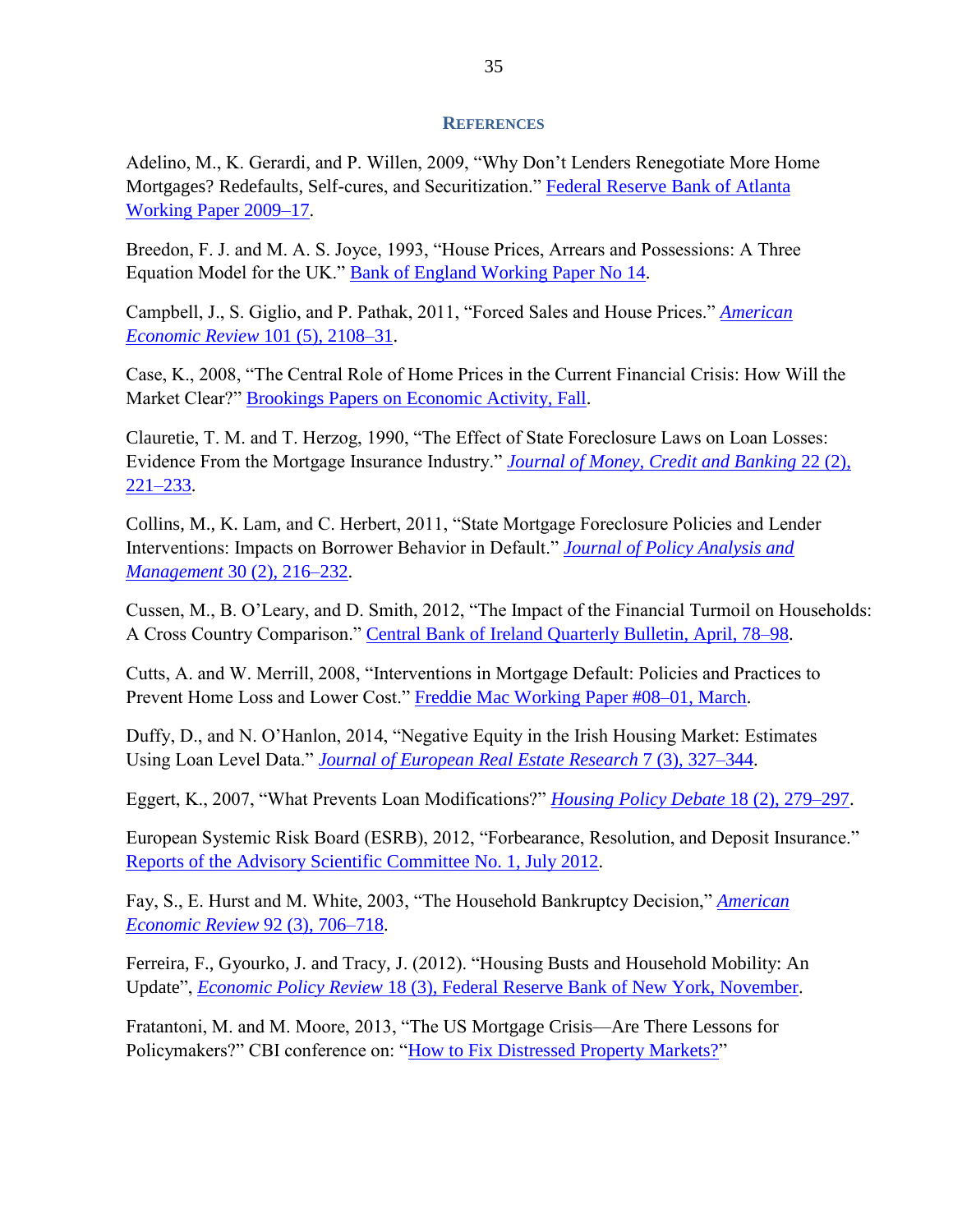## REFERENCES

Adelino, M., K. Gerardi, and P. Willen, 2009, "Why Don't Lenders Renegotiate More Home Mortgages? Redefaults, Self-cures, and Securitization." Federal Reserve Bank of Atlanta Working Paper 2009–17.

Breedon, F. J. and M. A. S. Joyce, 1993, "House Prices, Arrears and Possessions: A Three Equation Model for the UK." Bank of England Working Paper No 14.

Campbell, J., S. Giglio, and P. Pathak, 2011, "Forced Sales and House Prices." *American Economic Review* 101 (5), 2108–31.

Case, K., 2008, "The Central Role of Home Prices in the Current Financial Crisis: How Will the Market Clear?" Brookings Papers on Economic Activity, Fall.

Clauretie, T. M. and T. Herzog, 1990, "The Effect of State Foreclosure Laws on Loan Losses: Evidence From the Mortgage Insurance Industry." *Journal of Money, Credit and Banking* 22 (2), 221–233.

Collins, M., K. Lam, and C. Herbert, 2011, "State Mortgage Foreclosure Policies and Lender Interventions: Impacts on Borrower Behavior in Default." *Journal of Policy Analysis and Management* 30 (2), 216–232.

Cussen, M., B. O'Leary, and D. Smith, 2012, "The Impact of the Financial Turmoil on Households: A Cross Country Comparison." Central Bank of Ireland Quarterly Bulletin, April, 78–98.

Cutts, A. and W. Merrill, 2008, "Interventions in Mortgage Default: Policies and Practices to Prevent Home Loss and Lower Cost." Freddie Mac Working Paper #08–01, March.

Duffy, D., and N. O'Hanlon, 2014, "Negative Equity in the Irish Housing Market: Estimates Using Loan Level Data." *Journal of European Real Estate Research* 7 (3), 327–344.

Eggert, K., 2007, "What Prevents Loan Modifications?" *Housing Policy Debate* 18 (2), 279–297.

European Systemic Risk Board (ESRB), 2012, "Forbearance, Resolution, and Deposit Insurance." Reports of the Advisory Scientific Committee No. 1, July 2012.

Fay, S., E. Hurst and M. White, 2003, "The Household Bankruptcy Decision," *American Economic Review* 92 (3), 706–718.

Ferreira, F., Gyourko, J. and Tracy, J. (2012). "Housing Busts and Household Mobility: An Update", *Economic Policy Review* 18 (3), Federal Reserve Bank of New York, November.

Fratantoni, M. and M. Moore, 2013, "The US Mortgage Crisis—Are There Lessons for Policymakers?" CBI conference on: "How to Fix Distressed Property Markets?"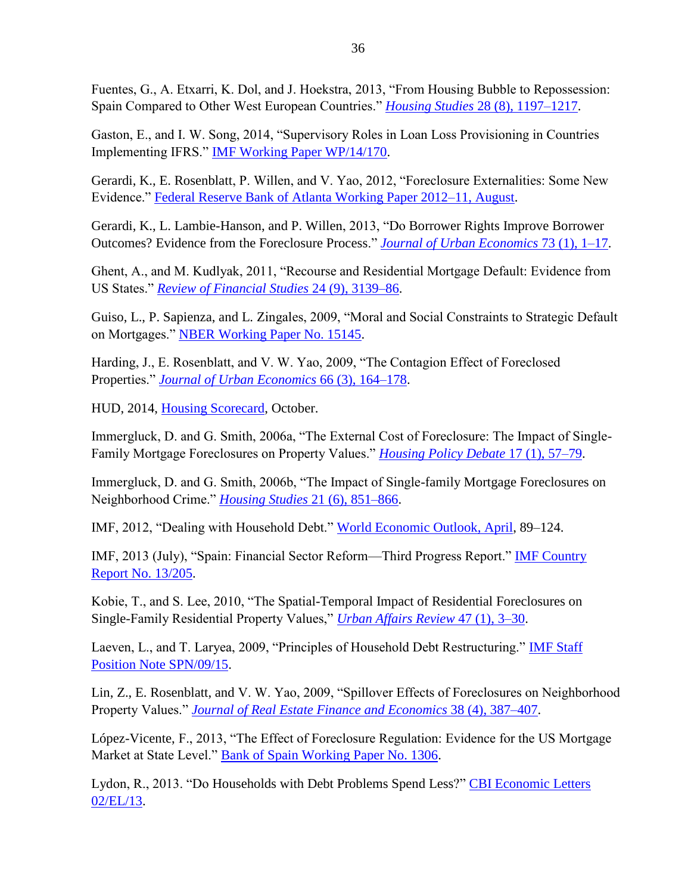Fuentes, G., A. Etxarri, K. Dol, and J. Hoekstra, 2013, "From Housing Bubble to Repossession: Spain Compared to Other West European Countries." *Housing Studies* 28 (8), 1197–1217.

Gaston, E., and I. W. Song, 2014, "Supervisory Roles in Loan Loss Provisioning in Countries Implementing IFRS." IMF Working Paper WP/14/170.

Gerardi, K., E. Rosenblatt, P. Willen, and V. Yao, 2012, "Foreclosure Externalities: Some New Evidence." Federal Reserve Bank of Atlanta Working Paper 2012–11, August.

Gerardi, K., L. Lambie-Hanson, and P. Willen, 2013, "Do Borrower Rights Improve Borrower Outcomes? Evidence from the Foreclosure Process." *Journal of Urban Economics* 73 (1), 1–17.

Ghent, A., and M. Kudlyak, 2011, "Recourse and Residential Mortgage Default: Evidence from US States." *Review of Financial Studies* 24 (9), 3139–86.

Guiso, L., P. Sapienza, and L. Zingales, 2009, "Moral and Social Constraints to Strategic Default on Mortgages." NBER Working Paper No. 15145.

Harding, J., E. Rosenblatt, and V. W. Yao, 2009, "The Contagion Effect of Foreclosed Properties." *Journal of Urban Economics* 66 (3), 164–178.

HUD, 2014, Housing Scorecard, October.

Immergluck, D. and G. Smith, 2006a, "The External Cost of Foreclosure: The Impact of Single-Family Mortgage Foreclosures on Property Values." *Housing Policy Debate* 17 (1), 57–79.

Immergluck, D. and G. Smith, 2006b, "The Impact of Single-family Mortgage Foreclosures on Neighborhood Crime." *Housing Studies* 21 (6), 851–866.

IMF, 2012, "Dealing with Household Debt." World Economic Outlook, April, 89–124.

IMF, 2013 (July), "Spain: Financial Sector Reform—Third Progress Report." IMF Country Report No. 13/205.

Kobie, T., and S. Lee, 2010, "The Spatial-Temporal Impact of Residential Foreclosures on Single-Family Residential Property Values," *Urban Affairs Review* 47 (1), 3–30.

Laeven, L., and T. Laryea, 2009, "Principles of Household Debt Restructuring." IMF Staff Position Note SPN/09/15.

Lin, Z., E. Rosenblatt, and V. W. Yao, 2009, "Spillover Effects of Foreclosures on Neighborhood Property Values." *Journal of Real Estate Finance and Economics* 38 (4), 387–407.

López-Vicente, F., 2013, "The Effect of Foreclosure Regulation: Evidence for the US Mortgage Market at State Level." Bank of Spain Working Paper No. 1306.

Lydon, R., 2013. "Do Households with Debt Problems Spend Less?" CBI Economic Letters 02/EL/13.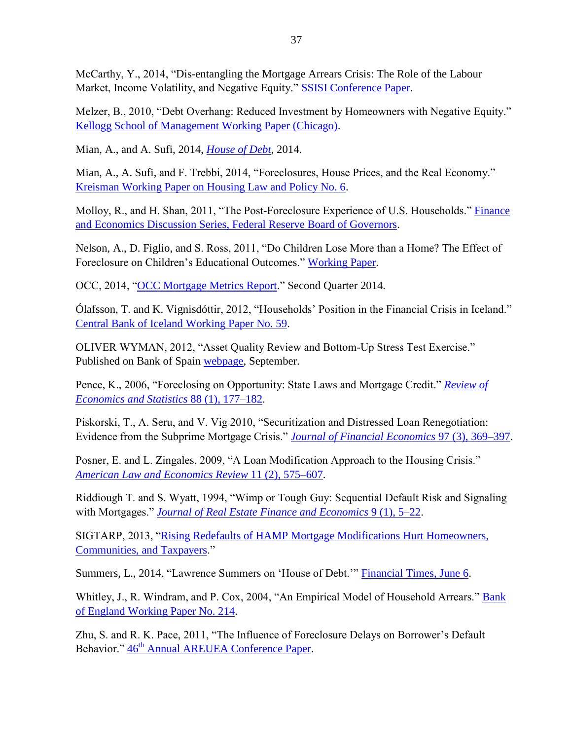McCarthy, Y., 2014, "Dis-entangling the Mortgage Arrears Crisis: The Role of the Labour Market, Income Volatility, and Negative Equity." SSISI Conference Paper.

Melzer, B., 2010, "Debt Overhang: Reduced Investment by Homeowners with Negative Equity." Kellogg School of Management Working Paper (Chicago).

Mian, A., and A. Sufi, 2014, *House of Debt*, 2014.

Mian, A., A. Sufi, and F. Trebbi, 2014, "Foreclosures, House Prices, and the Real Economy." Kreisman Working Paper on Housing Law and Policy No. 6.

Molloy, R., and H. Shan, 2011, "The Post-Foreclosure Experience of U.S. Households." Finance and Economics Discussion Series, Federal Reserve Board of Governors.

Nelson, A., D. Figlio, and S. Ross, 2011, "Do Children Lose More than a Home? The Effect of Foreclosure on Children's Educational Outcomes." Working Paper.

OCC, 2014, "OCC Mortgage Metrics Report." Second Quarter 2014.

Ólafsson, T. and K. Vignisdóttir, 2012, "Households' Position in the Financial Crisis in Iceland." Central Bank of Iceland Working Paper No. 59.

OLIVER WYMAN, 2012, "Asset Quality Review and Bottom-Up Stress Test Exercise." Published on Bank of Spain webpage, September.

Pence, K., 2006, "Foreclosing on Opportunity: State Laws and Mortgage Credit." *Review of Economics and Statistics* 88 (1), 177–182.

Piskorski, T., A. Seru, and V. Vig 2010, "Securitization and Distressed Loan Renegotiation: Evidence from the Subprime Mortgage Crisis." *Journal of Financial Economics* 97 (3), 369–397.

Posner, E. and L. Zingales, 2009, "A Loan Modification Approach to the Housing Crisis." *American Law and Economics Review* 11 (2), 575–607.

Riddiough T. and S. Wyatt, 1994, "Wimp or Tough Guy: Sequential Default Risk and Signaling with Mortgages." *Journal of Real Estate Finance and Economics* 9 (1), 5–22.

SIGTARP, 2013, "Rising Redefaults of HAMP Mortgage Modifications Hurt Homeowners, Communities, and Taxpayers."

Summers, L., 2014, "Lawrence Summers on 'House of Debt.'" Financial Times, June 6.

Whitley, J., R. Windram, and P. Cox, 2004, "An Empirical Model of Household Arrears." Bank of England Working Paper No. 214.

Zhu, S. and R. K. Pace, 2011, "The Influence of Foreclosure Delays on Borrower's Default Behavior." 46th Annual AREUEA Conference Paper.